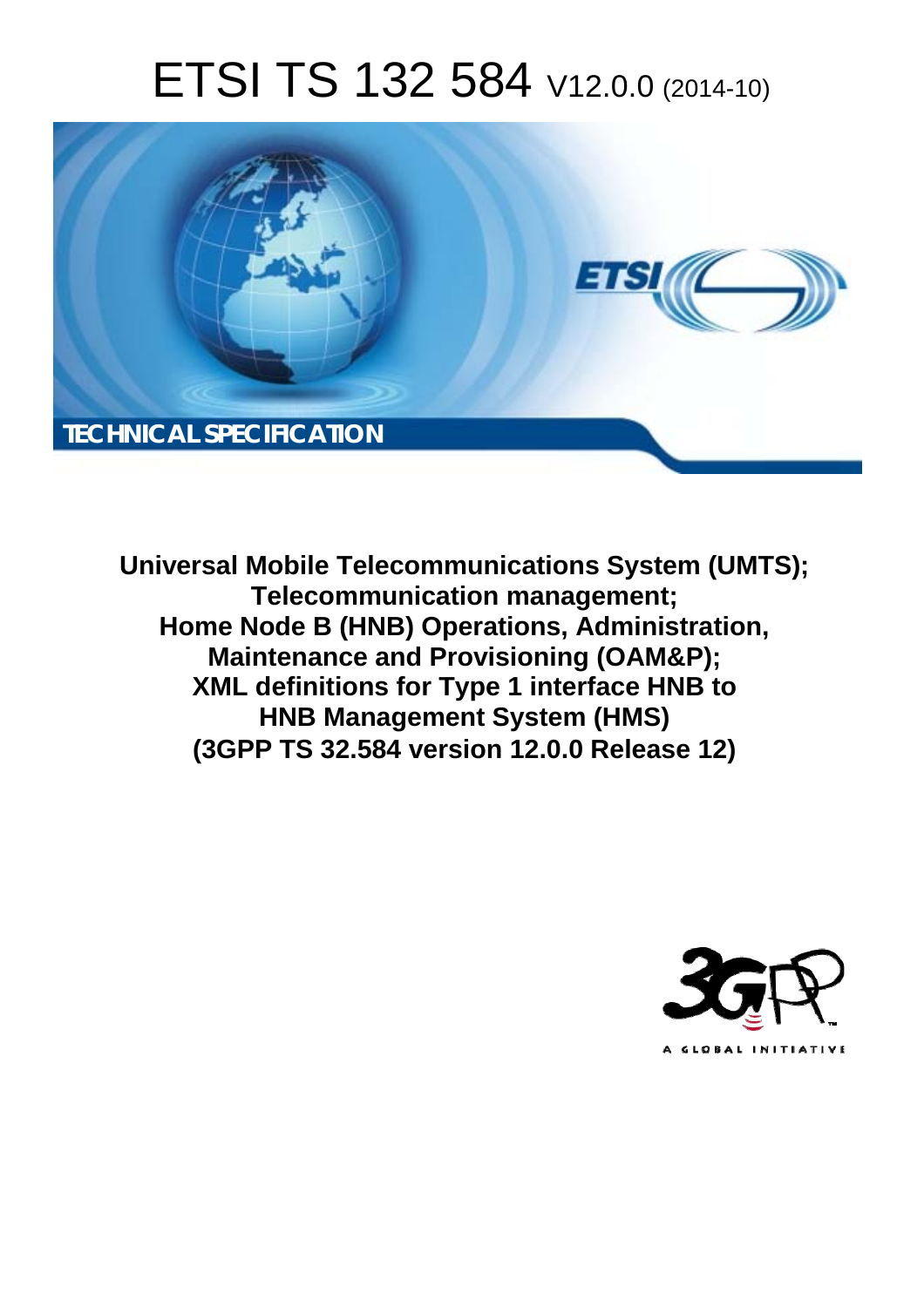# ETSI TS 132 584 V12.0.0 (2014-10)

TECHNICAL SPECIFICATION

**Universal Mobile Telecommunications System (UMTS);**
**Telecommunication management;**
**Home Node B (HNB) Operations, Administration, Maintenance and Provisioning (OAM&P);**
**XML definitions for Type 1 interface HNB to HNB Management System (HMS)**
**(3GPP TS 32.584 version 12.0.0 Release 12)**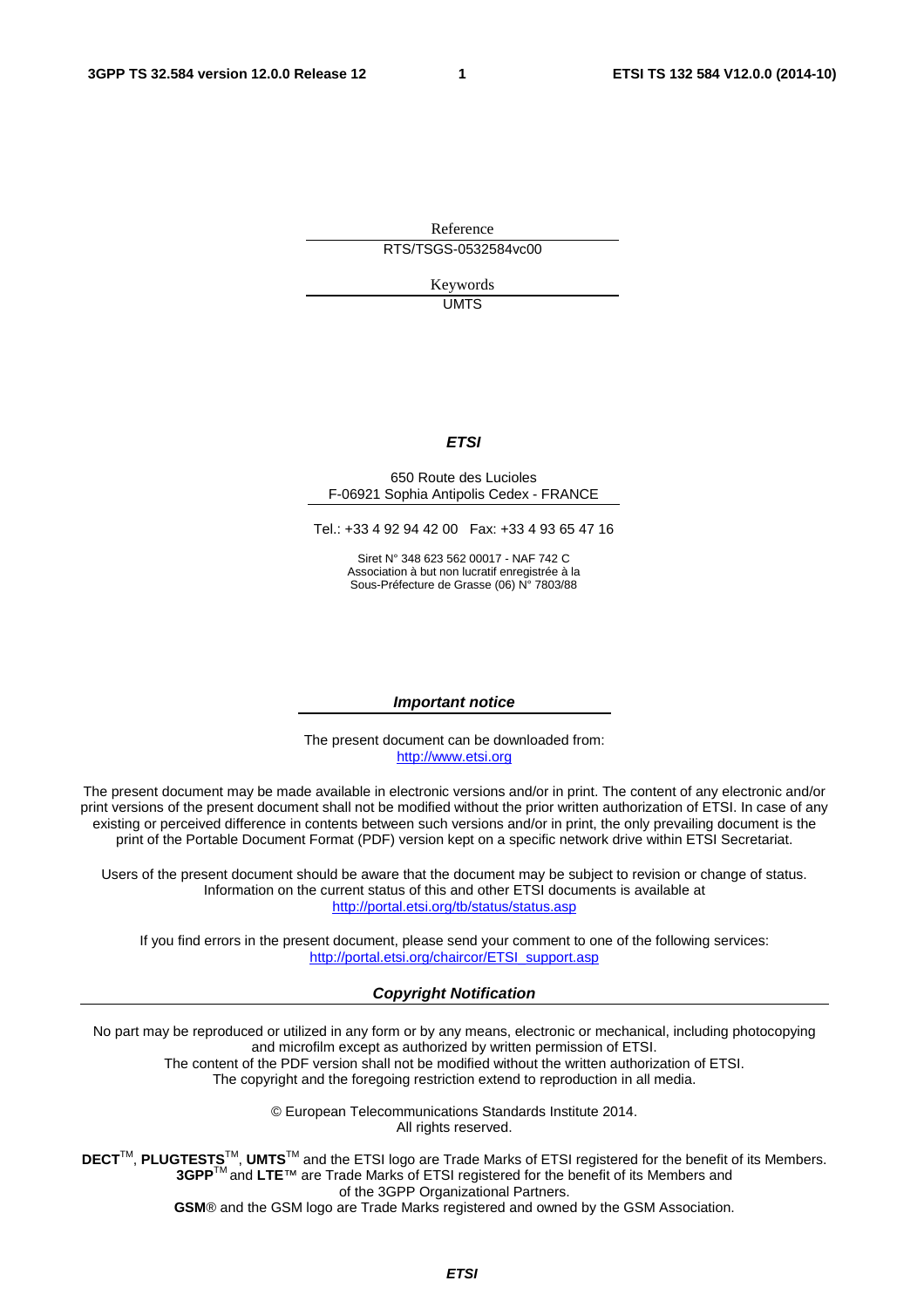Reference

RTS/TSGS-0532584vc00

Keywords

UMTS

***ETSI***

650 Route des Lucioles
F-06921 Sophia Antipolis Cedex - FRANCE

Tel.: +33 4 92 94 42 00 Fax: +33 4 93 65 47 16

Siret N° 348 623 562 00017 - NAF 742 C
Association à but non lucratif enregistrée à la
Sous-Préfecture de Grasse (06) N° 7803/88

***Important notice***

The present document can be downloaded from:
http://www.etsi.org

The present document may be made available in electronic versions and/or in print. The content of any electronic and/or print versions of the present document shall not be modified without the prior written authorization of ETSI. In case of any existing or perceived difference in contents between such versions and/or in print, the only prevailing document is the print of the Portable Document Format (PDF) version kept on a specific network drive within ETSI Secretariat.

Users of the present document should be aware that the document may be subject to revision or change of status. Information on the current status of this and other ETSI documents is available at
http://portal.etsi.org/tb/status/status.asp

If you find errors in the present document, please send your comment to one of the following services:
http://portal.etsi.org/chaircor/ETSI_support.asp

***Copyright Notification***

No part may be reproduced or utilized in any form or by any means, electronic or mechanical, including photocopying and microfilm except as authorized by written permission of ETSI.
The content of the PDF version shall not be modified without the written authorization of ETSI.
The copyright and the foregoing restriction extend to reproduction in all media.

© European Telecommunications Standards Institute 2014.
All rights reserved.

**DECT**™, **PLUGTESTS**™, **UMTS**™ and the ETSI logo are Trade Marks of ETSI registered for the benefit of its Members.
**3GPP**™ and **LTE**™ are Trade Marks of ETSI registered for the benefit of its Members and of the 3GPP Organizational Partners.
**GSM**® and the GSM logo are Trade Marks registered and owned by the GSM Association.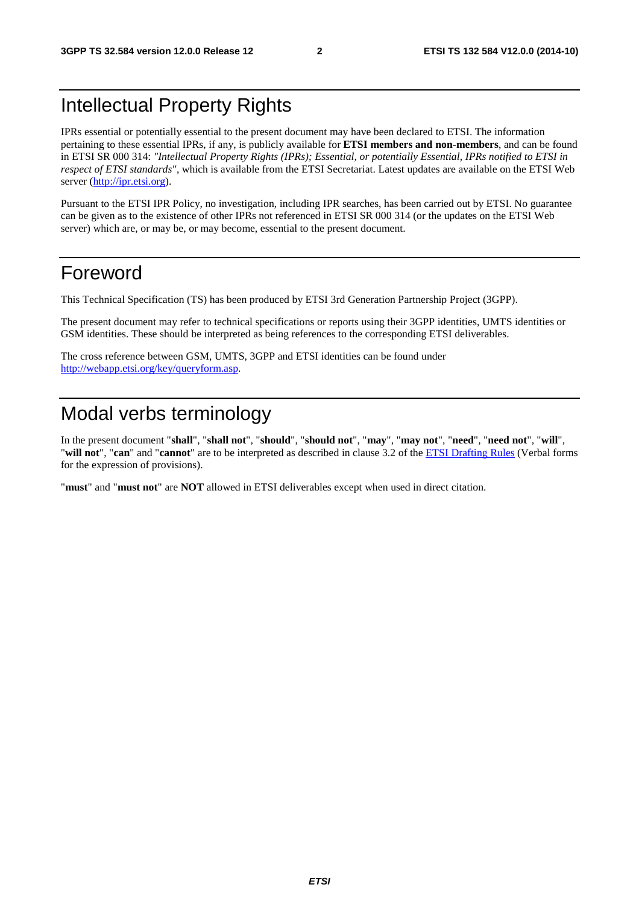# Intellectual Property Rights

IPRs essential or potentially essential to the present document may have been declared to ETSI. The information pertaining to these essential IPRs, if any, is publicly available for **ETSI members and non-members**, and can be found in ETSI SR 000 314: *"Intellectual Property Rights (IPRs); Essential, or potentially Essential, IPRs notified to ETSI in respect of ETSI standards"*, which is available from the ETSI Secretariat. Latest updates are available on the ETSI Web server (http://ipr.etsi.org).

Pursuant to the ETSI IPR Policy, no investigation, including IPR searches, has been carried out by ETSI. No guarantee can be given as to the existence of other IPRs not referenced in ETSI SR 000 314 (or the updates on the ETSI Web server) which are, or may be, or may become, essential to the present document.

# Foreword

This Technical Specification (TS) has been produced by ETSI 3rd Generation Partnership Project (3GPP).

The present document may refer to technical specifications or reports using their 3GPP identities, UMTS identities or GSM identities. These should be interpreted as being references to the corresponding ETSI deliverables.

The cross reference between GSM, UMTS, 3GPP and ETSI identities can be found under http://webapp.etsi.org/key/queryform.asp.

# Modal verbs terminology

In the present document "**shall**", "**shall not**", "**should**", "**should not**", "**may**", "**may not**", "**need**", "**need not**", "**will**", "**will not**", "**can**" and "**cannot**" are to be interpreted as described in clause 3.2 of the ETSI Drafting Rules (Verbal forms for the expression of provisions).

"**must**" and "**must not**" are **NOT** allowed in ETSI deliverables except when used in direct citation.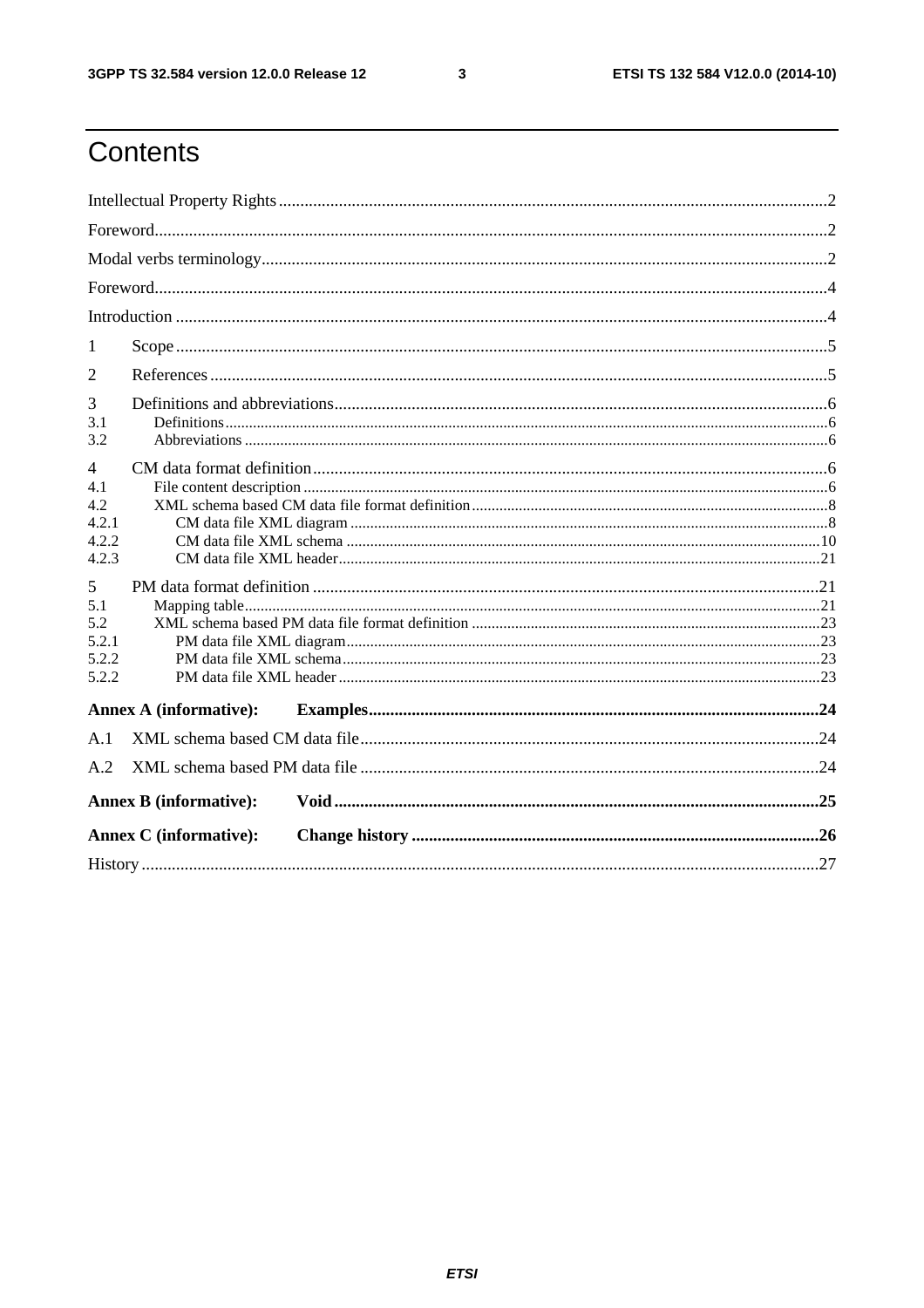# Contents

Intellectual Property Rights ........................................................................................................ 2

Foreword ........................................................................................................................................ 2

Modal verbs terminology ............................................................................................................... 2

Foreword ........................................................................................................................................ 4

Introduction ................................................................................................................................... 4

1 Scope ......................................................................................................................................... 5

2 References ................................................................................................................................. 5

3 Definitions and abbreviations .................................................................................................... 6

3.1 Definitions ............................................................................................................................... 6

3.2 Abbreviations ........................................................................................................................... 6

4 CM data format definition ......................................................................................................... 6

4.1 File content description ............................................................................................................ 6

4.2 XML schema based CM data file format definition .................................................................. 8

4.2.1 CM data file XML diagram ................................................................................................... 8

4.2.2 CM data file XML schema .................................................................................................. 10

4.2.3 CM data file XML header .................................................................................................... 21

5 PM data format definition ......................................................................................................... 21

5.1 Mapping table ......................................................................................................................... 21

5.2 XML schema based PM data file format definition ................................................................. 23

5.2.1 PM data file XML diagram .................................................................................................. 23

5.2.2 PM data file XML schema ................................................................................................... 23

5.2.2 PM data file XML header ..................................................................................................... 23

**Annex A (informative): Examples** ............................................................................................ **24**

A.1 XML schema based CM data file ............................................................................................ 24

A.2 XML schema based PM data file ............................................................................................ 24

**Annex B (informative): Void** ..................................................................................................... **25**

**Annex C (informative): Change history** .................................................................................... **26**

History ........................................................................................................................................... 27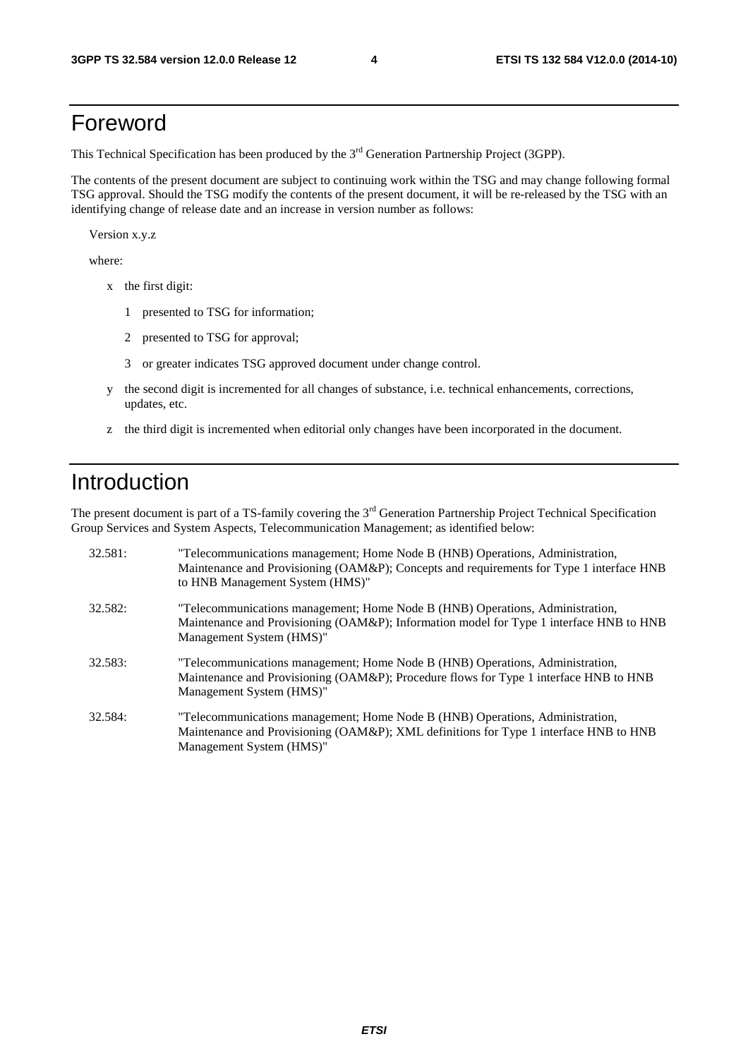# Foreword

This Technical Specification has been produced by the 3rd Generation Partnership Project (3GPP).

The contents of the present document are subject to continuing work within the TSG and may change following formal TSG approval. Should the TSG modify the contents of the present document, it will be re-released by the TSG with an identifying change of release date and an increase in version number as follows:

Version x.y.z

where:

- x the first digit:
  - 1 presented to TSG for information;
  - 2 presented to TSG for approval;
  - 3 or greater indicates TSG approved document under change control.
- y the second digit is incremented for all changes of substance, i.e. technical enhancements, corrections, updates, etc.
- z the third digit is incremented when editorial only changes have been incorporated in the document.

# Introduction

The present document is part of a TS-family covering the 3rd Generation Partnership Project Technical Specification Group Services and System Aspects, Telecommunication Management; as identified below:

32.581: "Telecommunications management; Home Node B (HNB) Operations, Administration, Maintenance and Provisioning (OAM&P); Concepts and requirements for Type 1 interface HNB to HNB Management System (HMS)"

32.582: "Telecommunications management; Home Node B (HNB) Operations, Administration, Maintenance and Provisioning (OAM&P); Information model for Type 1 interface HNB to HNB Management System (HMS)"

32.583: "Telecommunications management; Home Node B (HNB) Operations, Administration, Maintenance and Provisioning (OAM&P); Procedure flows for Type 1 interface HNB to HNB Management System (HMS)"

32.584: "Telecommunications management; Home Node B (HNB) Operations, Administration, Maintenance and Provisioning (OAM&P); XML definitions for Type 1 interface HNB to HNB Management System (HMS)"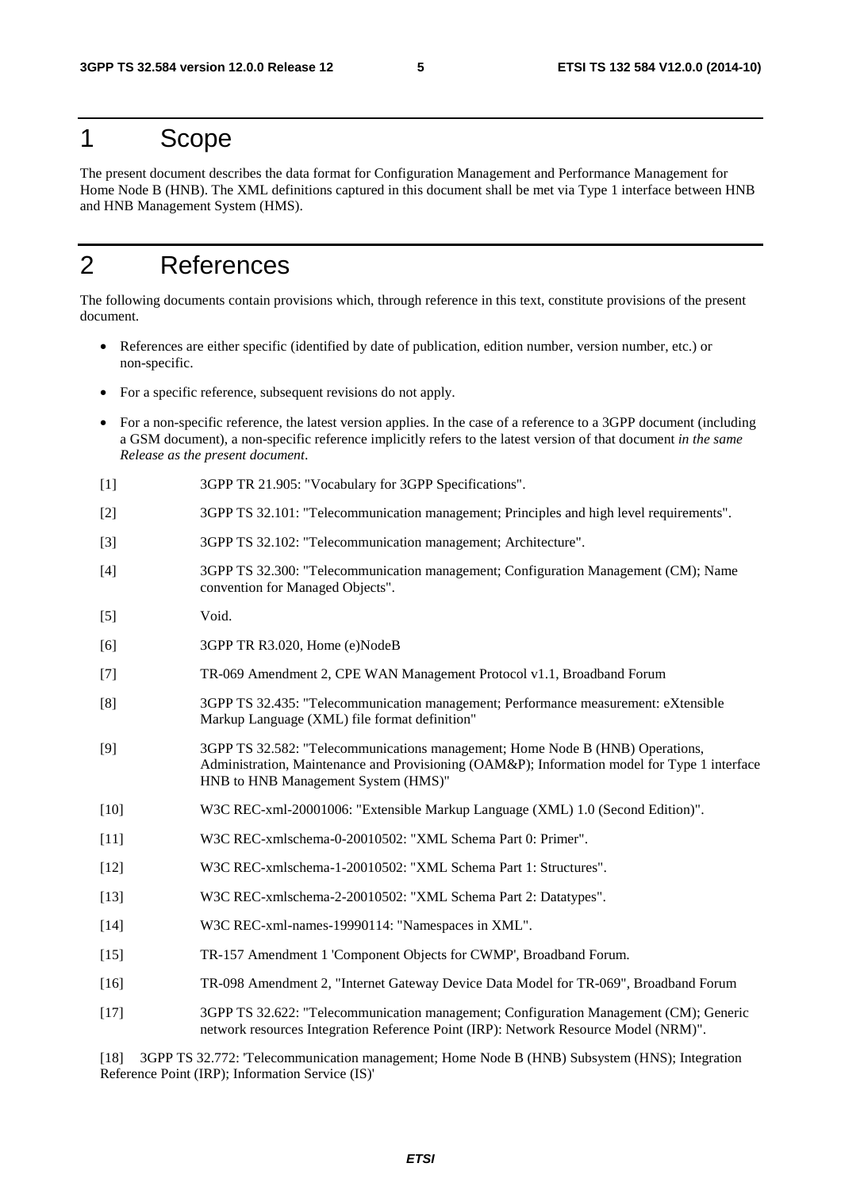# 1 Scope

The present document describes the data format for Configuration Management and Performance Management for Home Node B (HNB). The XML definitions captured in this document shall be met via Type 1 interface between HNB and HNB Management System (HMS).

# 2 References

The following documents contain provisions which, through reference in this text, constitute provisions of the present document.

- References are either specific (identified by date of publication, edition number, version number, etc.) or non-specific.
- For a specific reference, subsequent revisions do not apply.
- For a non-specific reference, the latest version applies. In the case of a reference to a 3GPP document (including a GSM document), a non-specific reference implicitly refers to the latest version of that document *in the same Release as the present document*.

[1] 3GPP TR 21.905: "Vocabulary for 3GPP Specifications".

[2] 3GPP TS 32.101: "Telecommunication management; Principles and high level requirements".

[3] 3GPP TS 32.102: "Telecommunication management; Architecture".

[4] 3GPP TS 32.300: "Telecommunication management; Configuration Management (CM); Name convention for Managed Objects".

[5] Void.

[6] 3GPP TR R3.020, Home (e)NodeB

[7] TR-069 Amendment 2, CPE WAN Management Protocol v1.1, Broadband Forum

[8] 3GPP TS 32.435: "Telecommunication management; Performance measurement: eXtensible Markup Language (XML) file format definition"

[9] 3GPP TS 32.582: "Telecommunications management; Home Node B (HNB) Operations, Administration, Maintenance and Provisioning (OAM&P); Information model for Type 1 interface HNB to HNB Management System (HMS)"

[10] W3C REC-xml-20001006: "Extensible Markup Language (XML) 1.0 (Second Edition)".

[11] W3C REC-xmlschema-0-20010502: "XML Schema Part 0: Primer".

[12] W3C REC-xmlschema-1-20010502: "XML Schema Part 1: Structures".

[13] W3C REC-xmlschema-2-20010502: "XML Schema Part 2: Datatypes".

[14] W3C REC-xml-names-19990114: "Namespaces in XML".

[15] TR-157 Amendment 1 'Component Objects for CWMP', Broadband Forum.

[16] TR-098 Amendment 2, "Internet Gateway Device Data Model for TR-069", Broadband Forum

[17] 3GPP TS 32.622: "Telecommunication management; Configuration Management (CM); Generic network resources Integration Reference Point (IRP): Network Resource Model (NRM)".

[18] 3GPP TS 32.772: 'Telecommunication management; Home Node B (HNB) Subsystem (HNS); Integration Reference Point (IRP); Information Service (IS)'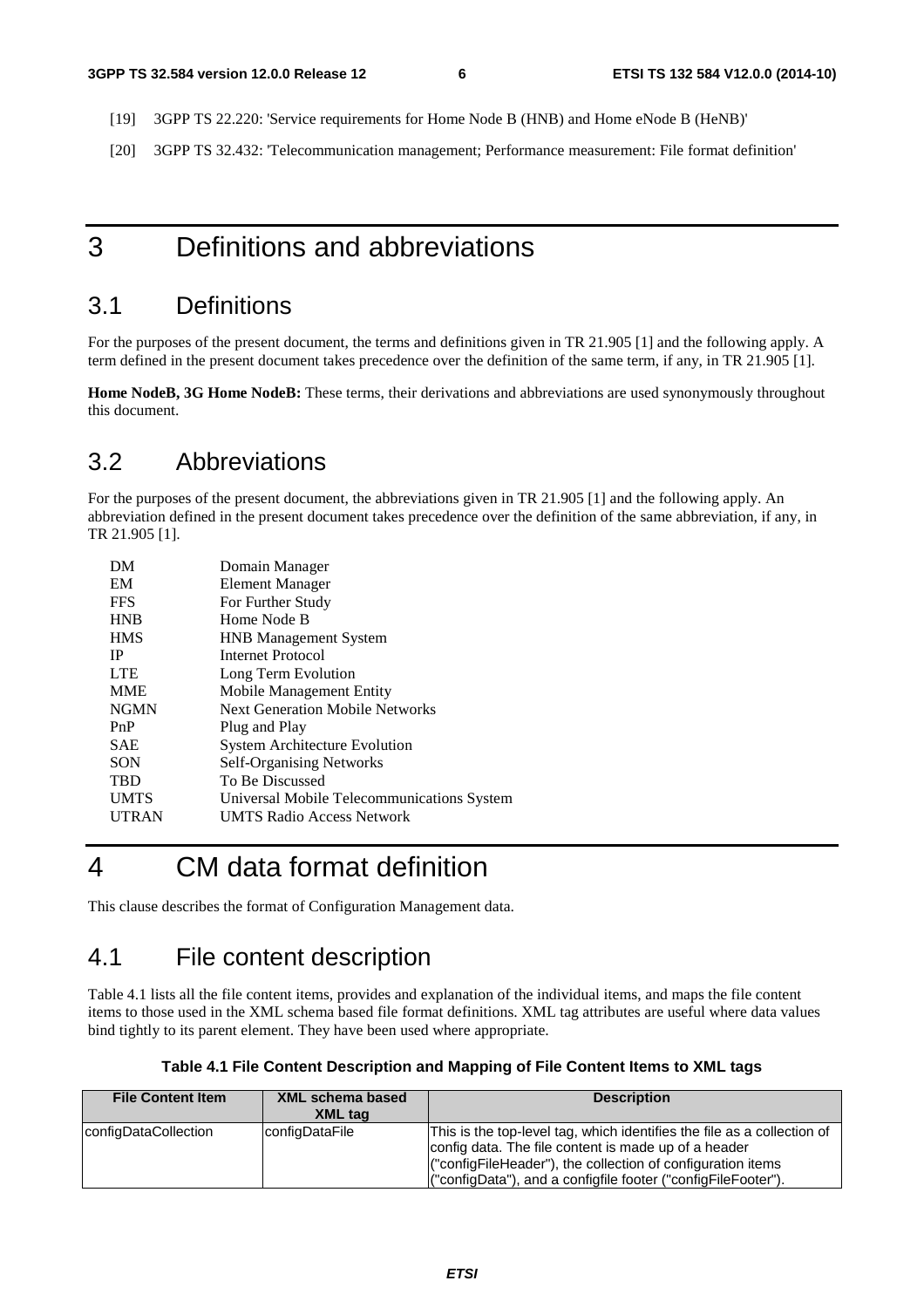[19] 3GPP TS 22.220: 'Service requirements for Home Node B (HNB) and Home eNode B (HeNB)'

[20] 3GPP TS 32.432: 'Telecommunication management; Performance measurement: File format definition'

# 3 Definitions and abbreviations

## 3.1 Definitions

For the purposes of the present document, the terms and definitions given in TR 21.905 [1] and the following apply. A term defined in the present document takes precedence over the definition of the same term, if any, in TR 21.905 [1].

**Home NodeB, 3G Home NodeB:** These terms, their derivations and abbreviations are used synonymously throughout this document.

## 3.2 Abbreviations

For the purposes of the present document, the abbreviations given in TR 21.905 [1] and the following apply. An abbreviation defined in the present document takes precedence over the definition of the same abbreviation, if any, in TR 21.905 [1].

| | |
|---|---|
| DM | Domain Manager |
| EM | Element Manager |
| FFS | For Further Study |
| HNB | Home Node B |
| HMS | HNB Management System |
| IP | Internet Protocol |
| LTE | Long Term Evolution |
| MME | Mobile Management Entity |
| NGMN | Next Generation Mobile Networks |
| PnP | Plug and Play |
| SAE | System Architecture Evolution |
| SON | Self-Organising Networks |
| TBD | To Be Discussed |
| UMTS | Universal Mobile Telecommunications System |
| UTRAN | UMTS Radio Access Network |

# 4 CM data format definition

This clause describes the format of Configuration Management data.

## 4.1 File content description

Table 4.1 lists all the file content items, provides and explanation of the individual items, and maps the file content items to those used in the XML schema based file format definitions. XML tag attributes are useful where data values bind tightly to its parent element. They have been used where appropriate.

**Table 4.1 File Content Description and Mapping of File Content Items to XML tags**

| File Content Item | XML schema based XML tag | Description |
|---|---|---|
| configDataCollection | configDataFile | This is the top-level tag, which identifies the file as a collection of config data. The file content is made up of a header ("configFileHeader"), the collection of configuration items ("configData"), and a configfile footer ("configFileFooter"). |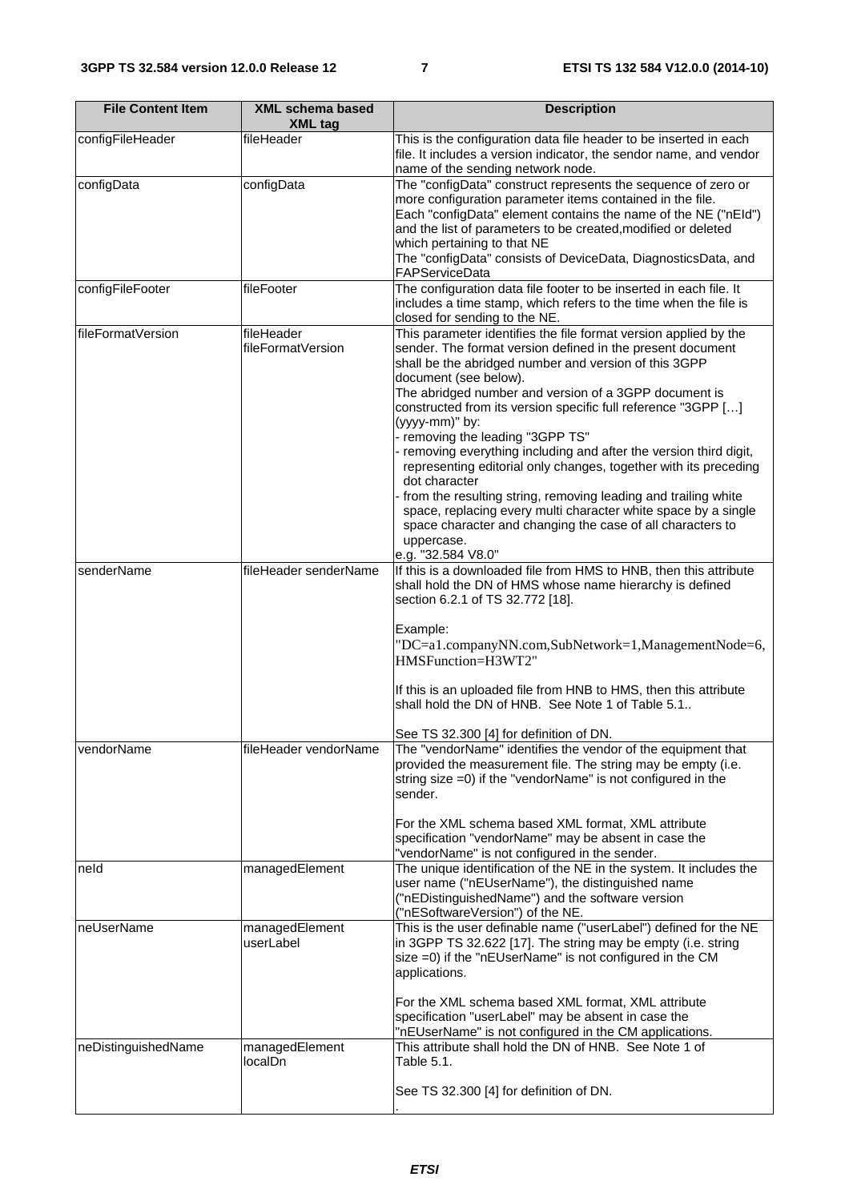| File Content Item | XML schema based XML tag | Description |
|---|---|---|
| configFileHeader | fileHeader | This is the configuration data file header to be inserted in each file. It includes a version indicator, the sendor name, and vendor name of the sending network node. |
| configData | configData | The "configData" construct represents the sequence of zero or more configuration parameter items contained in the file. Each "configData" element contains the name of the NE ("nEId") and the list of parameters to be created,modified or deleted which pertaining to that NE<br>The "configData" consists of DeviceData, DiagnosticsData, and FAPServiceData |
| configFileFooter | fileFooter | The configuration data file footer to be inserted in each file. It includes a time stamp, which refers to the time when the file is closed for sending to the NE. |
| fileFormatVersion | fileHeader fileFormatVersion | This parameter identifies the file format version applied by the sender. The format version defined in the present document shall be the abridged number and version of this 3GPP document (see below).<br>The abridged number and version of a 3GPP document is constructed from its version specific full reference "3GPP […] (yyyy-mm)" by:<br>- removing the leading "3GPP TS"<br>- removing everything including and after the version third digit, representing editorial only changes, together with its preceding dot character<br>- from the resulting string, removing leading and trailing white space, replacing every multi character white space by a single space character and changing the case of all characters to uppercase.<br>e.g. "32.584 V8.0" |
| senderName | fileHeader senderName | If this is a downloaded file from HMS to HNB, then this attribute shall hold the DN of HMS whose name hierarchy is defined section 6.2.1 of TS 32.772 [18].<br><br>Example:<br>"DC=a1.companyNN.com,SubNetwork=1,ManagementNode=6,HMSFunction=H3WT2"<br><br>If this is an uploaded file from HNB to HMS, then this attribute shall hold the DN of HNB. See Note 1 of Table 5.1..<br><br>See TS 32.300 [4] for definition of DN. |
| vendorName | fileHeader vendorName | The "vendorName" identifies the vendor of the equipment that provided the measurement file. The string may be empty (i.e. string size =0) if the "vendorName" is not configured in the sender.<br><br>For the XML schema based XML format, XML attribute specification "vendorName" may be absent in case the "vendorName" is not configured in the sender. |
| neId | managedElement | The unique identification of the NE in the system. It includes the user name ("nEUserName"), the distinguished name ("nEDistinguishedName") and the software version ("nESoftwareVersion") of the NE. |
| neUserName | managedElement userLabel | This is the user definable name ("userLabel") defined for the NE in 3GPP TS 32.622 [17]. The string may be empty (i.e. string size =0) if the "nEUserName" is not configured in the CM applications.<br><br>For the XML schema based XML format, XML attribute specification "userLabel" may be absent in case the "nEUserName" is not configured in the CM applications. |
| neDistinguishedName | managedElement localDn | This attribute shall hold the DN of HNB. See Note 1 of Table 5.1.<br><br>See TS 32.300 [4] for definition of DN.<br>. |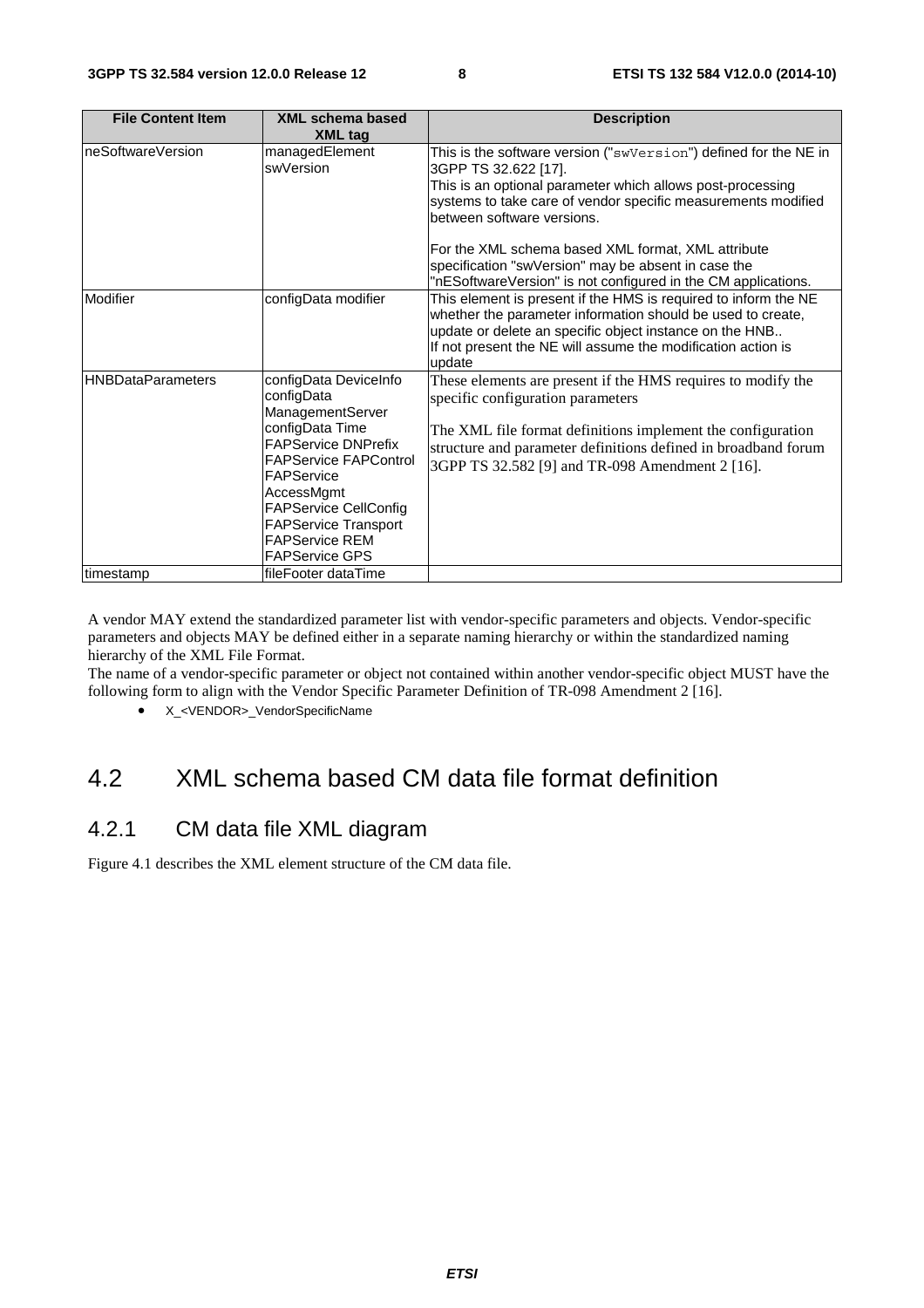| File Content Item | XML schema based XML tag | Description |
|---|---|---|
| neSoftwareVersion | managedElement swVersion | This is the software version ("swVersion") defined for the NE in 3GPP TS 32.622 [17].<br>This is an optional parameter which allows post-processing systems to take care of vendor specific measurements modified between software versions.<br><br>For the XML schema based XML format, XML attribute specification "swVersion" may be absent in case the "nESoftwareVersion" is not configured in the CM applications. |
| Modifier | configData modifier | This element is present if the HMS is required to inform the NE whether the parameter information should be used to create, update or delete an specific object instance on the HNB..<br>If not present the NE will assume the modification action is update |
| HNBDataParameters | configData DeviceInfo<br>configData ManagementServer<br>configData Time<br>FAPService DNPrefix<br>FAPService FAPControl<br>FAPService AccessMgmt<br>FAPService CellConfig<br>FAPService Transport<br>FAPService REM<br>FAPService GPS | These elements are present if the HMS requires to modify the specific configuration parameters<br><br>The XML file format definitions implement the configuration structure and parameter definitions defined in broadband forum 3GPP TS 32.582 [9] and TR-098 Amendment 2 [16]. |
| timestamp | fileFooter dataTime | |

A vendor MAY extend the standardized parameter list with vendor-specific parameters and objects. Vendor-specific parameters and objects MAY be defined either in a separate naming hierarchy or within the standardized naming hierarchy of the XML File Format.
The name of a vendor-specific parameter or object not contained within another vendor-specific object MUST have the following form to align with the Vendor Specific Parameter Definition of TR-098 Amendment 2 [16].

- X_<VENDOR>_VendorSpecificName

## 4.2 XML schema based CM data file format definition

### 4.2.1 CM data file XML diagram

Figure 4.1 describes the XML element structure of the CM data file.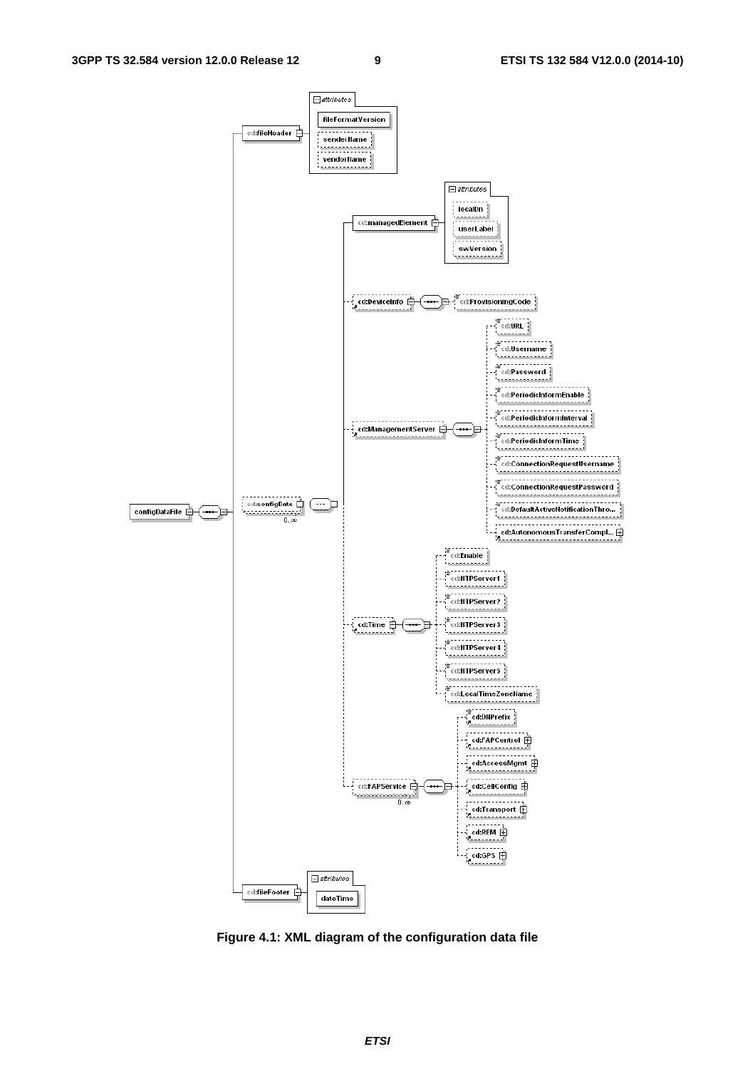**Figure 4.1: XML diagram of the configuration data file**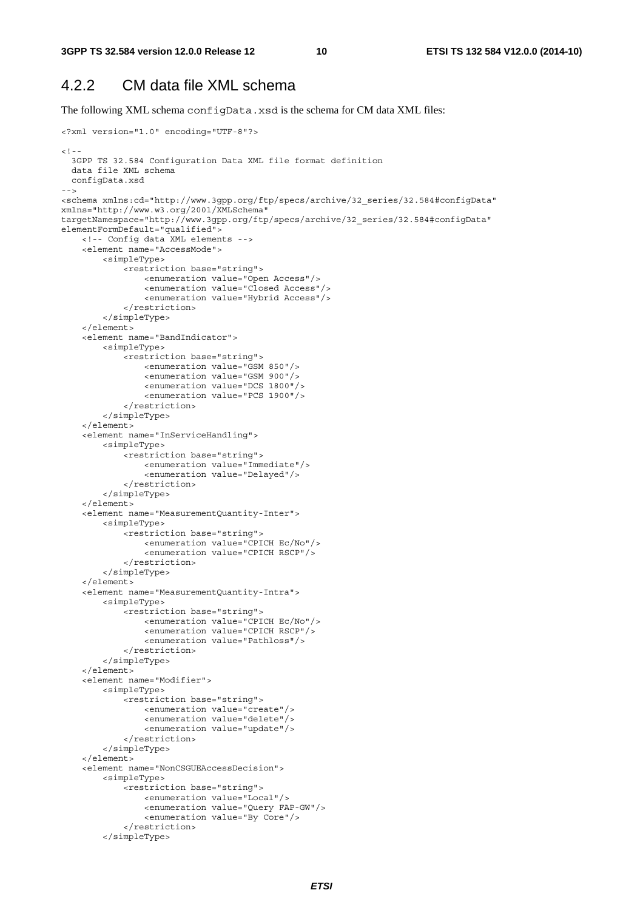### 4.2.2 CM data file XML schema

The following XML schema `configData.xsd` is the schema for CM data XML files:

```
<?xml version="1.0" encoding="UTF-8"?>

<!--
  3GPP TS 32.584 Configuration Data XML file format definition
  data file XML schema
  configData.xsd
-->
<schema xmlns:cd="http://www.3gpp.org/ftp/specs/archive/32_series/32.584#configData"
xmlns="http://www.w3.org/2001/XMLSchema"
targetNamespace="http://www.3gpp.org/ftp/specs/archive/32_series/32.584#configData"
elementFormDefault="qualified">
    <!-- Config data XML elements -->
    <element name="AccessMode">
        <simpleType>
            <restriction base="string">
                <enumeration value="Open Access"/>
                <enumeration value="Closed Access"/>
                <enumeration value="Hybrid Access"/>
            </restriction>
        </simpleType>
    </element>
    <element name="BandIndicator">
        <simpleType>
            <restriction base="string">
                <enumeration value="GSM 850"/>
                <enumeration value="GSM 900"/>
                <enumeration value="DCS 1800"/>
                <enumeration value="PCS 1900"/>
            </restriction>
        </simpleType>
    </element>
    <element name="InServiceHandling">
        <simpleType>
            <restriction base="string">
                <enumeration value="Immediate"/>
                <enumeration value="Delayed"/>
            </restriction>
        </simpleType>
    </element>
    <element name="MeasurementQuantity-Inter">
        <simpleType>
            <restriction base="string">
                <enumeration value="CPICH Ec/No"/>
                <enumeration value="CPICH RSCP"/>
            </restriction>
        </simpleType>
    </element>
    <element name="MeasurementQuantity-Intra">
        <simpleType>
            <restriction base="string">
                <enumeration value="CPICH Ec/No"/>
                <enumeration value="CPICH RSCP"/>
                <enumeration value="Pathloss"/>
            </restriction>
        </simpleType>
    </element>
    <element name="Modifier">
        <simpleType>
            <restriction base="string">
                <enumeration value="create"/>
                <enumeration value="delete"/>
                <enumeration value="update"/>
            </restriction>
        </simpleType>
    </element>
    <element name="NonCSGUEAccessDecision">
        <simpleType>
            <restriction base="string">
                <enumeration value="Local"/>
                <enumeration value="Query FAP-GW"/>
                <enumeration value="By Core"/>
            </restriction>
        </simpleType>
```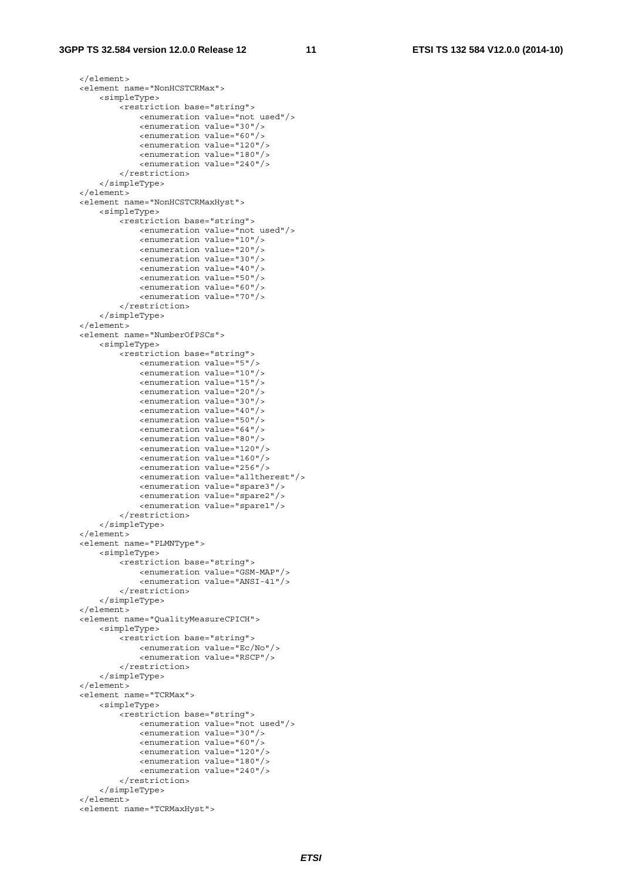```
    </element>
    <element name="NonHCSTCRMax">
        <simpleType>
            <restriction base="string">
                <enumeration value="not used"/>
                <enumeration value="30"/>
                <enumeration value="60"/>
                <enumeration value="120"/>
                <enumeration value="180"/>
                <enumeration value="240"/>
            </restriction>
        </simpleType>
    </element>
    <element name="NonHCSTCRMaxHyst">
        <simpleType>
            <restriction base="string">
                <enumeration value="not used"/>
                <enumeration value="10"/>
                <enumeration value="20"/>
                <enumeration value="30"/>
                <enumeration value="40"/>
                <enumeration value="50"/>
                <enumeration value="60"/>
                <enumeration value="70"/>
            </restriction>
        </simpleType>
    </element>
    <element name="NumberOfPSCs">
        <simpleType>
            <restriction base="string">
                <enumeration value="5"/>
                <enumeration value="10"/>
                <enumeration value="15"/>
                <enumeration value="20"/>
                <enumeration value="30"/>
                <enumeration value="40"/>
                <enumeration value="50"/>
                <enumeration value="64"/>
                <enumeration value="80"/>
                <enumeration value="120"/>
                <enumeration value="160"/>
                <enumeration value="256"/>
                <enumeration value="alltherest"/>
                <enumeration value="spare3"/>
                <enumeration value="spare2"/>
                <enumeration value="spare1"/>
            </restriction>
        </simpleType>
    </element>
    <element name="PLMNType">
        <simpleType>
            <restriction base="string">
                <enumeration value="GSM-MAP"/>
                <enumeration value="ANSI-41"/>
            </restriction>
        </simpleType>
    </element>
    <element name="QualityMeasureCPICH">
        <simpleType>
            <restriction base="string">
                <enumeration value="Ec/No"/>
                <enumeration value="RSCP"/>
            </restriction>
        </simpleType>
    </element>
    <element name="TCRMax">
        <simpleType>
            <restriction base="string">
                <enumeration value="not used"/>
                <enumeration value="30"/>
                <enumeration value="60"/>
                <enumeration value="120"/>
                <enumeration value="180"/>
                <enumeration value="240"/>
            </restriction>
        </simpleType>
    </element>
    <element name="TCRMaxHyst">
```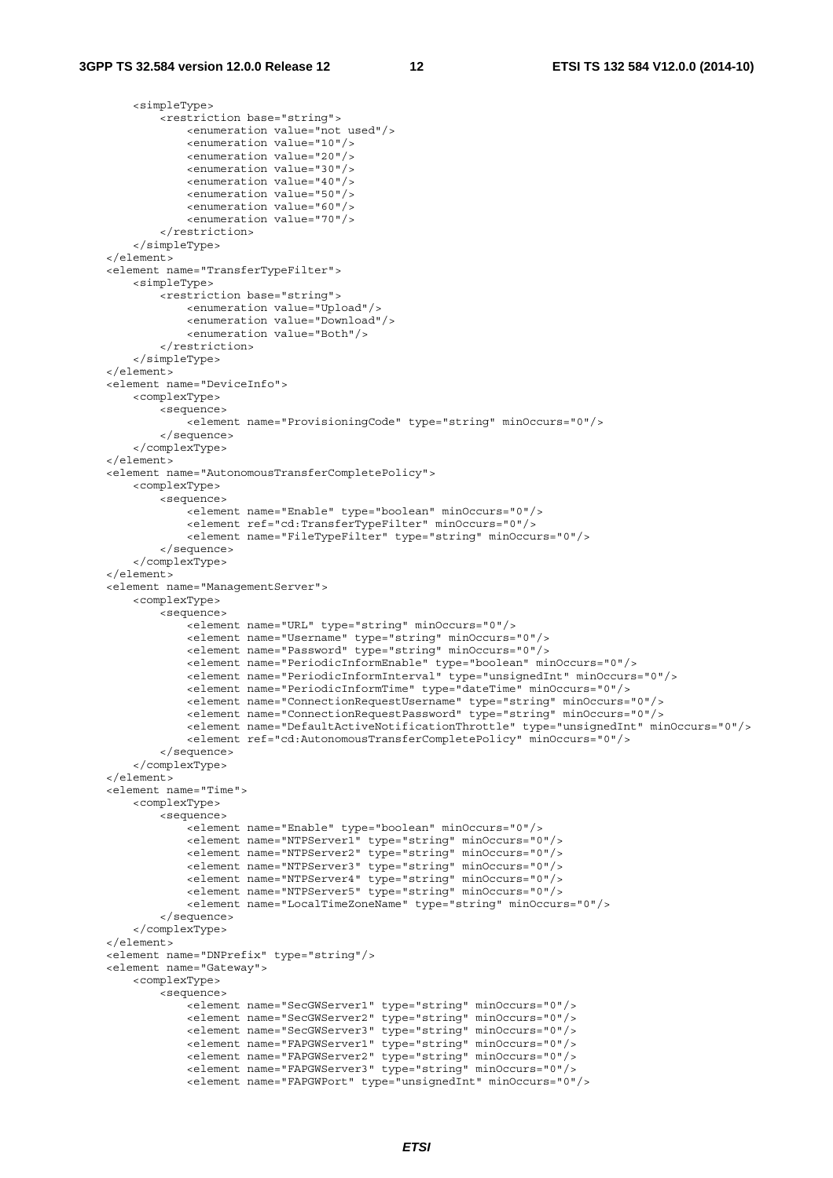```
        <simpleType>
            <restriction base="string">
                <enumeration value="not used"/>
                <enumeration value="10"/>
                <enumeration value="20"/>
                <enumeration value="30"/>
                <enumeration value="40"/>
                <enumeration value="50"/>
                <enumeration value="60"/>
                <enumeration value="70"/>
            </restriction>
        </simpleType>
    </element>
    <element name="TransferTypeFilter">
        <simpleType>
            <restriction base="string">
                <enumeration value="Upload"/>
                <enumeration value="Download"/>
                <enumeration value="Both"/>
            </restriction>
        </simpleType>
    </element>
    <element name="DeviceInfo">
        <complexType>
            <sequence>
                <element name="ProvisioningCode" type="string" minOccurs="0"/>
            </sequence>
        </complexType>
    </element>
    <element name="AutonomousTransferCompletePolicy">
        <complexType>
            <sequence>
                <element name="Enable" type="boolean" minOccurs="0"/>
                <element ref="cd:TransferTypeFilter" minOccurs="0"/>
                <element name="FileTypeFilter" type="string" minOccurs="0"/>
            </sequence>
        </complexType>
    </element>
    <element name="ManagementServer">
        <complexType>
            <sequence>
                <element name="URL" type="string" minOccurs="0"/>
                <element name="Username" type="string" minOccurs="0"/>
                <element name="Password" type="string" minOccurs="0"/>
                <element name="PeriodicInformEnable" type="boolean" minOccurs="0"/>
                <element name="PeriodicInformInterval" type="unsignedInt" minOccurs="0"/>
                <element name="PeriodicInformTime" type="dateTime" minOccurs="0"/>
                <element name="ConnectionRequestUsername" type="string" minOccurs="0"/>
                <element name="ConnectionRequestPassword" type="string" minOccurs="0"/>
                <element name="DefaultActiveNotificationThrottle" type="unsignedInt" minOccurs="0"/>
                <element ref="cd:AutonomousTransferCompletePolicy" minOccurs="0"/>
            </sequence>
        </complexType>
    </element>
    <element name="Time">
        <complexType>
            <sequence>
                <element name="Enable" type="boolean" minOccurs="0"/>
                <element name="NTPServer1" type="string" minOccurs="0"/>
                <element name="NTPServer2" type="string" minOccurs="0"/>
                <element name="NTPServer3" type="string" minOccurs="0"/>
                <element name="NTPServer4" type="string" minOccurs="0"/>
                <element name="NTPServer5" type="string" minOccurs="0"/>
                <element name="LocalTimeZoneName" type="string" minOccurs="0"/>
            </sequence>
        </complexType>
    </element>
    <element name="DNPrefix" type="string"/>
    <element name="Gateway">
        <complexType>
            <sequence>
                <element name="SecGWServer1" type="string" minOccurs="0"/>
                <element name="SecGWServer2" type="string" minOccurs="0"/>
                <element name="SecGWServer3" type="string" minOccurs="0"/>
                <element name="FAPGWServer1" type="string" minOccurs="0"/>
                <element name="FAPGWServer2" type="string" minOccurs="0"/>
                <element name="FAPGWServer3" type="string" minOccurs="0"/>
                <element name="FAPGWPort" type="unsignedInt" minOccurs="0"/>
```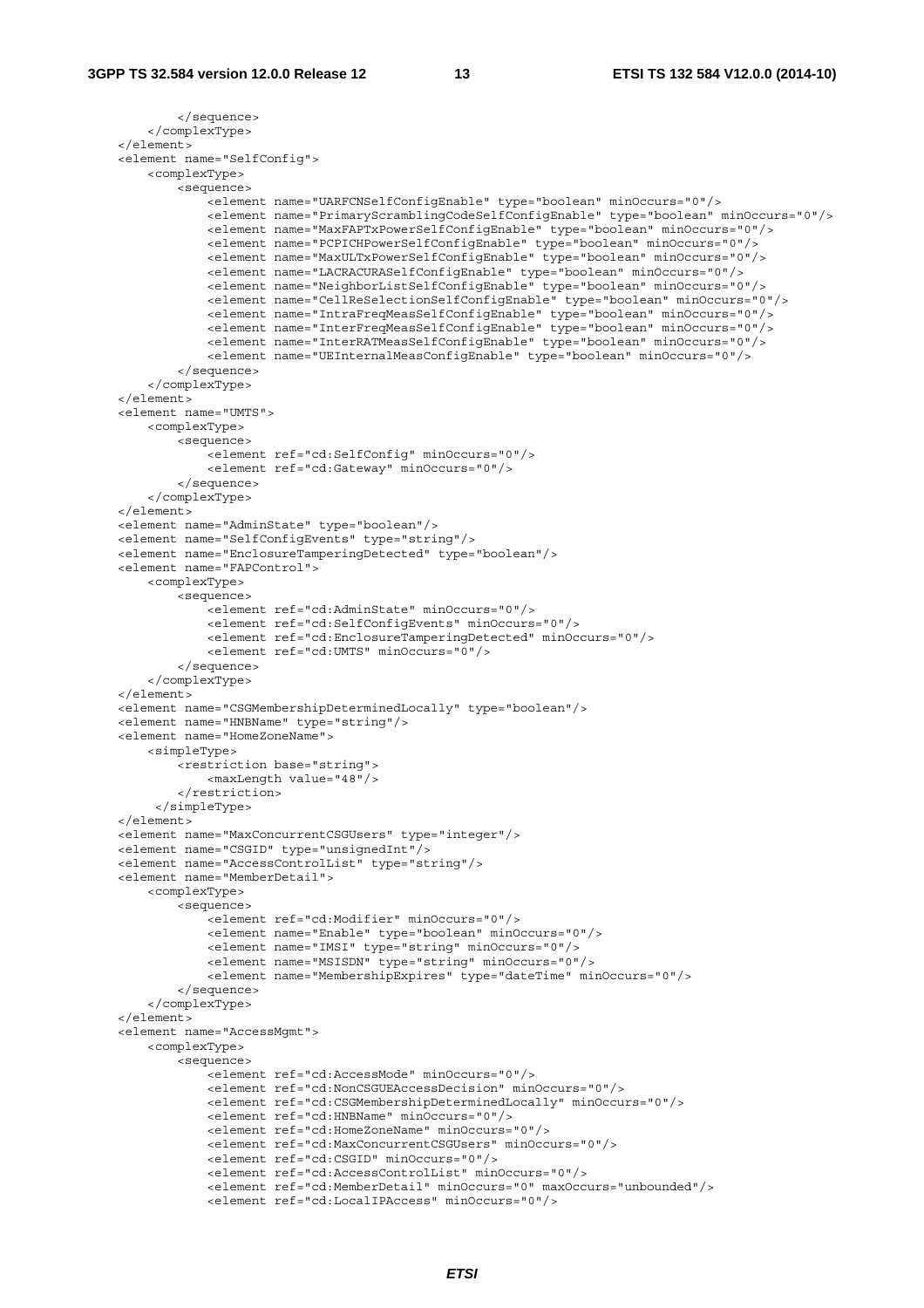```
        </sequence>
    </complexType>
</element>
<element name="SelfConfig">
    <complexType>
        <sequence>
            <element name="UARFCNSelfConfigEnable" type="boolean" minOccurs="0"/>
            <element name="PrimaryScramblingCodeSelfConfigEnable" type="boolean" minOccurs="0"/>
            <element name="MaxFAPTxPowerSelfConfigEnable" type="boolean" minOccurs="0"/>
            <element name="PCPICHPowerSelfConfigEnable" type="boolean" minOccurs="0"/>
            <element name="MaxULTxPowerSelfConfigEnable" type="boolean" minOccurs="0"/>
            <element name="LACRACURASelfConfigEnable" type="boolean" minOccurs="0"/>
            <element name="NeighborListSelfConfigEnable" type="boolean" minOccurs="0"/>
            <element name="CellReSelectionSelfConfigEnable" type="boolean" minOccurs="0"/>
            <element name="IntraFreqMeasSelfConfigEnable" type="boolean" minOccurs="0"/>
            <element name="InterFreqMeasSelfConfigEnable" type="boolean" minOccurs="0"/>
            <element name="InterRATMeasSelfConfigEnable" type="boolean" minOccurs="0"/>
            <element name="UEInternalMeasConfigEnable" type="boolean" minOccurs="0"/>
        </sequence>
    </complexType>
</element>
<element name="UMTS">
    <complexType>
        <sequence>
            <element ref="cd:SelfConfig" minOccurs="0"/>
            <element ref="cd:Gateway" minOccurs="0"/>
        </sequence>
    </complexType>
</element>
<element name="AdminState" type="boolean"/>
<element name="SelfConfigEvents" type="string"/>
<element name="EnclosureTamperingDetected" type="boolean"/>
<element name="FAPControl">
    <complexType>
        <sequence>
            <element ref="cd:AdminState" minOccurs="0"/>
            <element ref="cd:SelfConfigEvents" minOccurs="0"/>
            <element ref="cd:EnclosureTamperingDetected" minOccurs="0"/>
            <element ref="cd:UMTS" minOccurs="0"/>
        </sequence>
    </complexType>
</element>
<element name="CSGMembershipDeterminedLocally" type="boolean"/>
<element name="HNBName" type="string"/>
<element name="HomeZoneName">
    <simpleType>
        <restriction base="string">
            <maxLength value="48"/>
        </restriction>
     </simpleType>
</element>
<element name="MaxConcurrentCSGUsers" type="integer"/>
<element name="CSGID" type="unsignedInt"/>
<element name="AccessControlList" type="string"/>
<element name="MemberDetail">
    <complexType>
        <sequence>
            <element ref="cd:Modifier" minOccurs="0"/>
            <element name="Enable" type="boolean" minOccurs="0"/>
            <element name="IMSI" type="string" minOccurs="0"/>
            <element name="MSISDN" type="string" minOccurs="0"/>
            <element name="MembershipExpires" type="dateTime" minOccurs="0"/>
        </sequence>
    </complexType>
</element>
<element name="AccessMgmt">
    <complexType>
        <sequence>
            <element ref="cd:AccessMode" minOccurs="0"/>
            <element ref="cd:NonCSGUEAccessDecision" minOccurs="0"/>
            <element ref="cd:CSGMembershipDeterminedLocally" minOccurs="0"/>
            <element ref="cd:HNBName" minOccurs="0"/>
            <element ref="cd:HomeZoneName" minOccurs="0"/>
            <element ref="cd:MaxConcurrentCSGUsers" minOccurs="0"/>
            <element ref="cd:CSGID" minOccurs="0"/>
            <element ref="cd:AccessControlList" minOccurs="0"/>
            <element ref="cd:MemberDetail" minOccurs="0" maxOccurs="unbounded"/>
            <element ref="cd:LocalIPAccess" minOccurs="0"/>
```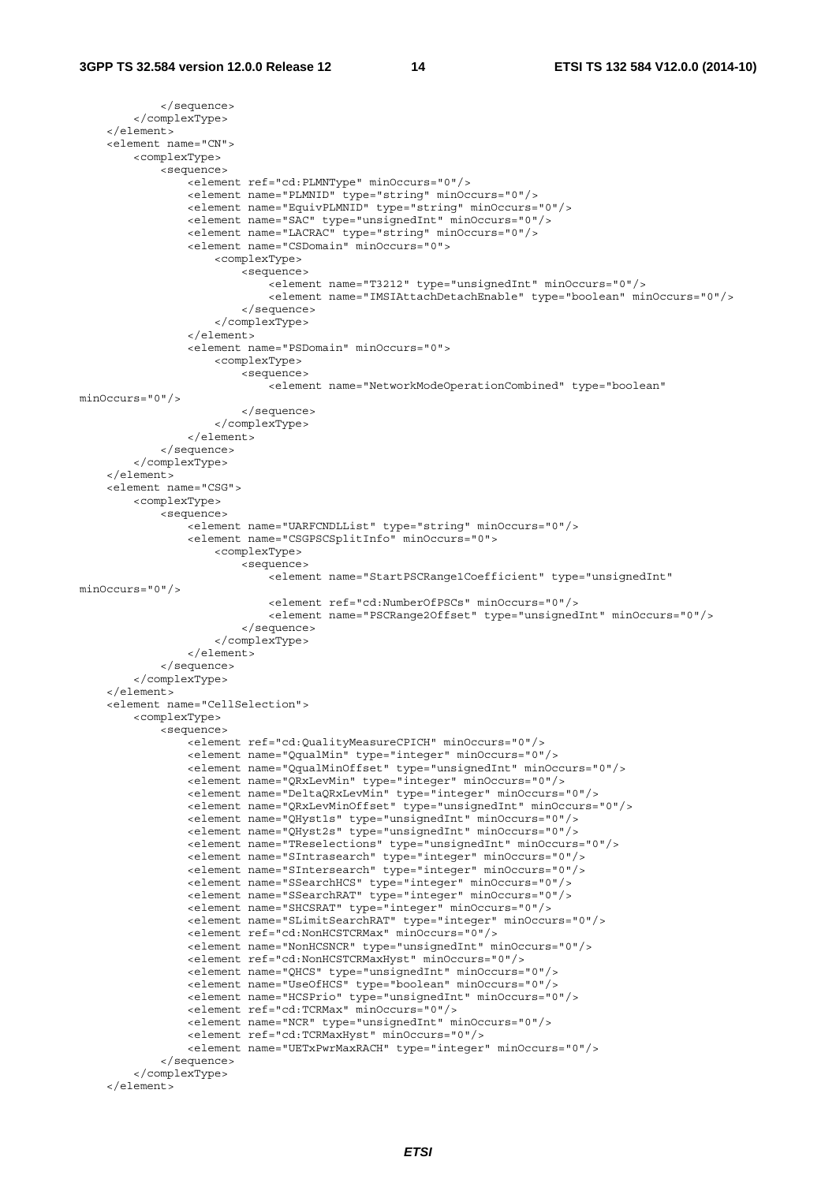```
            </sequence>
        </complexType>
    </element>
    <element name="CN">
        <complexType>
            <sequence>
                <element ref="cd:PLMNType" minOccurs="0"/>
                <element name="PLMNID" type="string" minOccurs="0"/>
                <element name="EquivPLMNID" type="string" minOccurs="0"/>
                <element name="SAC" type="unsignedInt" minOccurs="0"/>
                <element name="LACRAC" type="string" minOccurs="0"/>
                <element name="CSDomain" minOccurs="0">
                    <complexType>
                        <sequence>
                            <element name="T3212" type="unsignedInt" minOccurs="0"/>
                            <element name="IMSIAttachDetachEnable" type="boolean" minOccurs="0"/>
                        </sequence>
                    </complexType>
                </element>
                <element name="PSDomain" minOccurs="0">
                    <complexType>
                        <sequence>
                            <element name="NetworkModeOperationCombined" type="boolean"
minOccurs="0"/>
                        </sequence>
                    </complexType>
                </element>
            </sequence>
        </complexType>
    </element>
    <element name="CSG">
        <complexType>
            <sequence>
                <element name="UARFCNDLList" type="string" minOccurs="0"/>
                <element name="CSGPSCSplitInfo" minOccurs="0">
                    <complexType>
                        <sequence>
                            <element name="StartPSCRange1Coefficient" type="unsignedInt"
minOccurs="0"/>
                            <element ref="cd:NumberOfPSCs" minOccurs="0"/>
                            <element name="PSCRange2Offset" type="unsignedInt" minOccurs="0"/>
                        </sequence>
                    </complexType>
                </element>
            </sequence>
        </complexType>
    </element>
    <element name="CellSelection">
        <complexType>
            <sequence>
                <element ref="cd:QualityMeasureCPICH" minOccurs="0"/>
                <element name="QqualMin" type="integer" minOccurs="0"/>
                <element name="QqualMinOffset" type="unsignedInt" minOccurs="0"/>
                <element name="QRxLevMin" type="integer" minOccurs="0"/>
                <element name="DeltaQRxLevMin" type="integer" minOccurs="0"/>
                <element name="QRxLevMinOffset" type="unsignedInt" minOccurs="0"/>
                <element name="QHyst1s" type="unsignedInt" minOccurs="0"/>
                <element name="QHyst2s" type="unsignedInt" minOccurs="0"/>
                <element name="TReselections" type="unsignedInt" minOccurs="0"/>
                <element name="SIntrasearch" type="integer" minOccurs="0"/>
                <element name="SIntersearch" type="integer" minOccurs="0"/>
                <element name="SSearchHCS" type="integer" minOccurs="0"/>
                <element name="SSearchRAT" type="integer" minOccurs="0"/>
                <element name="SHCSRAT" type="integer" minOccurs="0"/>
                <element name="SLimitSearchRAT" type="integer" minOccurs="0"/>
                <element ref="cd:NonHCSTCRMax" minOccurs="0"/>
                <element name="NonHCSNCR" type="unsignedInt" minOccurs="0"/>
                <element ref="cd:NonHCSTCRMaxHyst" minOccurs="0"/>
                <element name="QHCS" type="unsignedInt" minOccurs="0"/>
                <element name="UseOfHCS" type="boolean" minOccurs="0"/>
                <element name="HCSPrio" type="unsignedInt" minOccurs="0"/>
                <element ref="cd:TCRMax" minOccurs="0"/>
                <element name="NCR" type="unsignedInt" minOccurs="0"/>
                <element ref="cd:TCRMaxHyst" minOccurs="0"/>
                <element name="UETxPwrMaxRACH" type="integer" minOccurs="0"/>
            </sequence>
        </complexType>
    </element>
```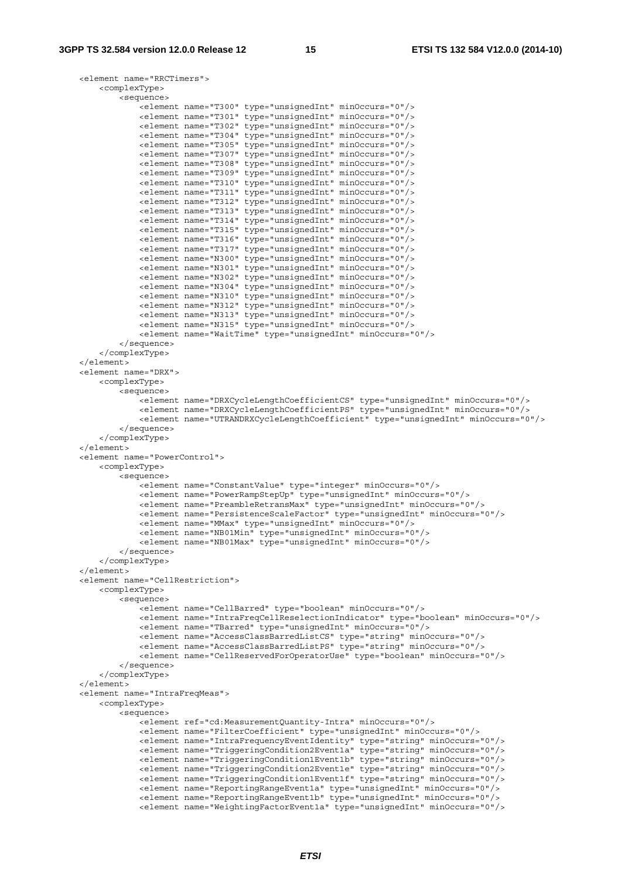```
<element name="RRCTimers">
    <complexType>
        <sequence>
            <element name="T300" type="unsignedInt" minOccurs="0"/>
            <element name="T301" type="unsignedInt" minOccurs="0"/>
            <element name="T302" type="unsignedInt" minOccurs="0"/>
            <element name="T304" type="unsignedInt" minOccurs="0"/>
            <element name="T305" type="unsignedInt" minOccurs="0"/>
            <element name="T307" type="unsignedInt" minOccurs="0"/>
            <element name="T308" type="unsignedInt" minOccurs="0"/>
            <element name="T309" type="unsignedInt" minOccurs="0"/>
            <element name="T310" type="unsignedInt" minOccurs="0"/>
            <element name="T311" type="unsignedInt" minOccurs="0"/>
            <element name="T312" type="unsignedInt" minOccurs="0"/>
            <element name="T313" type="unsignedInt" minOccurs="0"/>
            <element name="T314" type="unsignedInt" minOccurs="0"/>
            <element name="T315" type="unsignedInt" minOccurs="0"/>
            <element name="T316" type="unsignedInt" minOccurs="0"/>
            <element name="T317" type="unsignedInt" minOccurs="0"/>
            <element name="N300" type="unsignedInt" minOccurs="0"/>
            <element name="N301" type="unsignedInt" minOccurs="0"/>
            <element name="N302" type="unsignedInt" minOccurs="0"/>
            <element name="N304" type="unsignedInt" minOccurs="0"/>
            <element name="N310" type="unsignedInt" minOccurs="0"/>
            <element name="N312" type="unsignedInt" minOccurs="0"/>
            <element name="N313" type="unsignedInt" minOccurs="0"/>
            <element name="N315" type="unsignedInt" minOccurs="0"/>
            <element name="WaitTime" type="unsignedInt" minOccurs="0"/>
        </sequence>
    </complexType>
</element>
<element name="DRX">
    <complexType>
        <sequence>
            <element name="DRXCycleLengthCoefficientCS" type="unsignedInt" minOccurs="0"/>
            <element name="DRXCycleLengthCoefficientPS" type="unsignedInt" minOccurs="0"/>
            <element name="UTRANDRXCycleLengthCoefficient" type="unsignedInt" minOccurs="0"/>
        </sequence>
    </complexType>
</element>
<element name="PowerControl">
    <complexType>
        <sequence>
            <element name="ConstantValue" type="integer" minOccurs="0"/>
            <element name="PowerRampStepUp" type="unsignedInt" minOccurs="0"/>
            <element name="PreambleRetransMax" type="unsignedInt" minOccurs="0"/>
            <element name="PersistenceScaleFactor" type="unsignedInt" minOccurs="0"/>
            <element name="MMax" type="unsignedInt" minOccurs="0"/>
            <element name="NB01Min" type="unsignedInt" minOccurs="0"/>
            <element name="NB01Max" type="unsignedInt" minOccurs="0"/>
        </sequence>
    </complexType>
</element>
<element name="CellRestriction">
    <complexType>
        <sequence>
            <element name="CellBarred" type="boolean" minOccurs="0"/>
            <element name="IntraFreqCellReselectionIndicator" type="boolean" minOccurs="0"/>
            <element name="TBarred" type="unsignedInt" minOccurs="0"/>
            <element name="AccessClassBarredListCS" type="string" minOccurs="0"/>
            <element name="AccessClassBarredListPS" type="string" minOccurs="0"/>
            <element name="CellReservedForOperatorUse" type="boolean" minOccurs="0"/>
        </sequence>
    </complexType>
</element>
<element name="IntraFreqMeas">
    <complexType>
        <sequence>
            <element ref="cd:MeasurementQuantity-Intra" minOccurs="0"/>
            <element name="FilterCoefficient" type="unsignedInt" minOccurs="0"/>
            <element name="IntraFrequencyEventIdentity" type="string" minOccurs="0"/>
            <element name="TriggeringCondition2Event1a" type="string" minOccurs="0"/>
            <element name="TriggeringCondition1Event1b" type="string" minOccurs="0"/>
            <element name="TriggeringCondition2Event1e" type="string" minOccurs="0"/>
            <element name="TriggeringCondition1Event1f" type="string" minOccurs="0"/>
            <element name="ReportingRangeEvent1a" type="unsignedInt" minOccurs="0"/>
            <element name="ReportingRangeEvent1b" type="unsignedInt" minOccurs="0"/>
            <element name="WeightingFactorEvent1a" type="unsignedInt" minOccurs="0"/>
```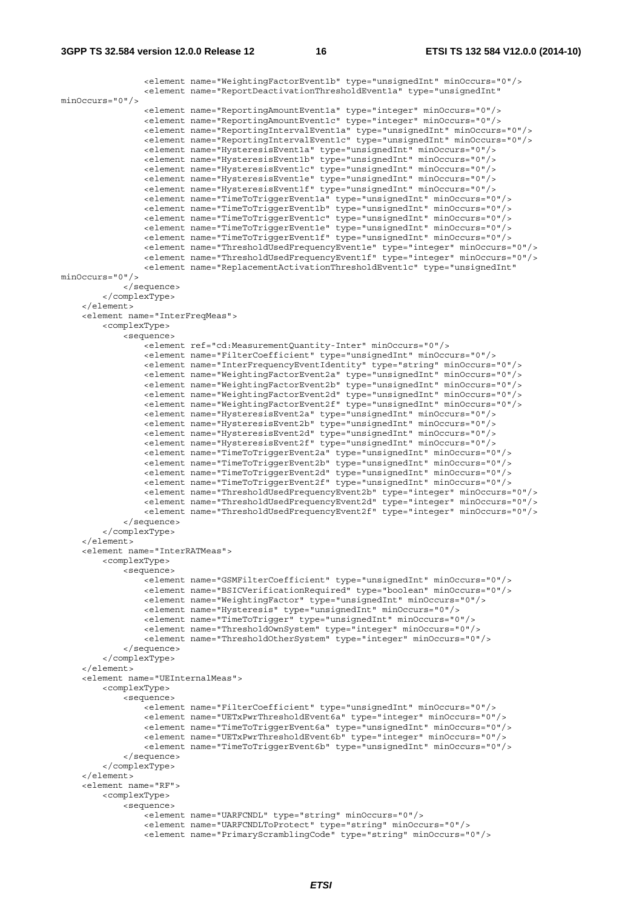```
                <element name="WeightingFactorEvent1b" type="unsignedInt" minOccurs="0"/>
                <element name="ReportDeactivationThresholdEvent1a" type="unsignedInt"
minOccurs="0"/>
                <element name="ReportingAmountEvent1a" type="integer" minOccurs="0"/>
                <element name="ReportingAmountEvent1c" type="integer" minOccurs="0"/>
                <element name="ReportingIntervalEvent1a" type="unsignedInt" minOccurs="0"/>
                <element name="ReportingIntervalEvent1c" type="unsignedInt" minOccurs="0"/>
                <element name="HysteresisEvent1a" type="unsignedInt" minOccurs="0"/>
                <element name="HysteresisEvent1b" type="unsignedInt" minOccurs="0"/>
                <element name="HysteresisEvent1c" type="unsignedInt" minOccurs="0"/>
                <element name="HysteresisEvent1e" type="unsignedInt" minOccurs="0"/>
                <element name="HysteresisEvent1f" type="unsignedInt" minOccurs="0"/>
                <element name="TimeToTriggerEvent1a" type="unsignedInt" minOccurs="0"/>
                <element name="TimeToTriggerEvent1b" type="unsignedInt" minOccurs="0"/>
                <element name="TimeToTriggerEvent1c" type="unsignedInt" minOccurs="0"/>
                <element name="TimeToTriggerEvent1e" type="unsignedInt" minOccurs="0"/>
                <element name="TimeToTriggerEvent1f" type="unsignedInt" minOccurs="0"/>
                <element name="ThresholdUsedFrequencyEvent1e" type="integer" minOccurs="0"/>
                <element name="ThresholdUsedFrequencyEvent1f" type="integer" minOccurs="0"/>
                <element name="ReplacementActivationThresholdEvent1c" type="unsignedInt"
minOccurs="0"/>
            </sequence>
        </complexType>
    </element>
    <element name="InterFreqMeas">
        <complexType>
            <sequence>
                <element ref="cd:MeasurementQuantity-Inter" minOccurs="0"/>
                <element name="FilterCoefficient" type="unsignedInt" minOccurs="0"/>
                <element name="InterFrequencyEventIdentity" type="string" minOccurs="0"/>
                <element name="WeightingFactorEvent2a" type="unsignedInt" minOccurs="0"/>
                <element name="WeightingFactorEvent2b" type="unsignedInt" minOccurs="0"/>
                <element name="WeightingFactorEvent2d" type="unsignedInt" minOccurs="0"/>
                <element name="WeightingFactorEvent2f" type="unsignedInt" minOccurs="0"/>
                <element name="HysteresisEvent2a" type="unsignedInt" minOccurs="0"/>
                <element name="HysteresisEvent2b" type="unsignedInt" minOccurs="0"/>
                <element name="HysteresisEvent2d" type="unsignedInt" minOccurs="0"/>
                <element name="HysteresisEvent2f" type="unsignedInt" minOccurs="0"/>
                <element name="TimeToTriggerEvent2a" type="unsignedInt" minOccurs="0"/>
                <element name="TimeToTriggerEvent2b" type="unsignedInt" minOccurs="0"/>
                <element name="TimeToTriggerEvent2d" type="unsignedInt" minOccurs="0"/>
                <element name="TimeToTriggerEvent2f" type="unsignedInt" minOccurs="0"/>
                <element name="ThresholdUsedFrequencyEvent2b" type="integer" minOccurs="0"/>
                <element name="ThresholdUsedFrequencyEvent2d" type="integer" minOccurs="0"/>
                <element name="ThresholdUsedFrequencyEvent2f" type="integer" minOccurs="0"/>
            </sequence>
        </complexType>
    </element>
    <element name="InterRATMeas">
        <complexType>
            <sequence>
                <element name="GSMFilterCoefficient" type="unsignedInt" minOccurs="0"/>
                <element name="BSICVerificationRequired" type="boolean" minOccurs="0"/>
                <element name="WeightingFactor" type="unsignedInt" minOccurs="0"/>
                <element name="Hysteresis" type="unsignedInt" minOccurs="0"/>
                <element name="TimeToTrigger" type="unsignedInt" minOccurs="0"/>
                <element name="ThresholdOwnSystem" type="integer" minOccurs="0"/>
                <element name="ThresholdOtherSystem" type="integer" minOccurs="0"/>
            </sequence>
        </complexType>
    </element>
    <element name="UEInternalMeas">
        <complexType>
            <sequence>
                <element name="FilterCoefficient" type="unsignedInt" minOccurs="0"/>
                <element name="UETxPwrThresholdEvent6a" type="integer" minOccurs="0"/>
                <element name="TimeToTriggerEvent6a" type="unsignedInt" minOccurs="0"/>
                <element name="UETxPwrThresholdEvent6b" type="integer" minOccurs="0"/>
                <element name="TimeToTriggerEvent6b" type="unsignedInt" minOccurs="0"/>
            </sequence>
        </complexType>
    </element>
    <element name="RF">
        <complexType>
            <sequence>
                <element name="UARFCNDL" type="string" minOccurs="0"/>
                <element name="UARFCNDLToProtect" type="string" minOccurs="0"/>
                <element name="PrimaryScramblingCode" type="string" minOccurs="0"/>
```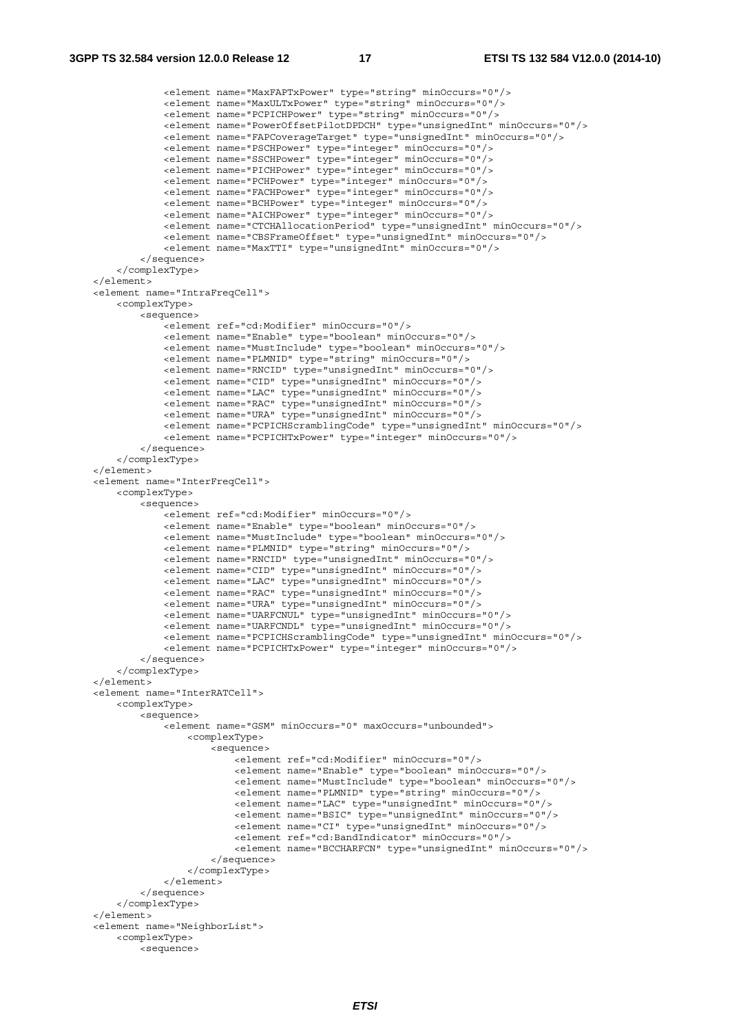```
            <element name="MaxFAPTxPower" type="string" minOccurs="0"/>
            <element name="MaxULTxPower" type="string" minOccurs="0"/>
            <element name="PCPICHPower" type="string" minOccurs="0"/>
            <element name="PowerOffsetPilotDPDCH" type="unsignedInt" minOccurs="0"/>
            <element name="FAPCoverageTarget" type="unsignedInt" minOccurs="0"/>
            <element name="PSCHPower" type="integer" minOccurs="0"/>
            <element name="SSCHPower" type="integer" minOccurs="0"/>
            <element name="PICHPower" type="integer" minOccurs="0"/>
            <element name="PCHPower" type="integer" minOccurs="0"/>
            <element name="FACHPower" type="integer" minOccurs="0"/>
            <element name="BCHPower" type="integer" minOccurs="0"/>
            <element name="AICHPower" type="integer" minOccurs="0"/>
            <element name="CTCHAllocationPeriod" type="unsignedInt" minOccurs="0"/>
            <element name="CBSFrameOffset" type="unsignedInt" minOccurs="0"/>
            <element name="MaxTTI" type="unsignedInt" minOccurs="0"/>
        </sequence>
    </complexType>
</element>
<element name="IntraFreqCell">
    <complexType>
        <sequence>
            <element ref="cd:Modifier" minOccurs="0"/>
            <element name="Enable" type="boolean" minOccurs="0"/>
            <element name="MustInclude" type="boolean" minOccurs="0"/>
            <element name="PLMNID" type="string" minOccurs="0"/>
            <element name="RNCID" type="unsignedInt" minOccurs="0"/>
            <element name="CID" type="unsignedInt" minOccurs="0"/>
            <element name="LAC" type="unsignedInt" minOccurs="0"/>
            <element name="RAC" type="unsignedInt" minOccurs="0"/>
            <element name="URA" type="unsignedInt" minOccurs="0"/>
            <element name="PCPICHScramblingCode" type="unsignedInt" minOccurs="0"/>
            <element name="PCPICHTxPower" type="integer" minOccurs="0"/>
        </sequence>
    </complexType>
</element>
<element name="InterFreqCell">
    <complexType>
        <sequence>
            <element ref="cd:Modifier" minOccurs="0"/>
            <element name="Enable" type="boolean" minOccurs="0"/>
            <element name="MustInclude" type="boolean" minOccurs="0"/>
            <element name="PLMNID" type="string" minOccurs="0"/>
            <element name="RNCID" type="unsignedInt" minOccurs="0"/>
            <element name="CID" type="unsignedInt" minOccurs="0"/>
            <element name="LAC" type="unsignedInt" minOccurs="0"/>
            <element name="RAC" type="unsignedInt" minOccurs="0"/>
            <element name="URA" type="unsignedInt" minOccurs="0"/>
            <element name="UARFCNUL" type="unsignedInt" minOccurs="0"/>
            <element name="UARFCNDL" type="unsignedInt" minOccurs="0"/>
            <element name="PCPICHScramblingCode" type="unsignedInt" minOccurs="0"/>
            <element name="PCPICHTxPower" type="integer" minOccurs="0"/>
        </sequence>
    </complexType>
</element>
<element name="InterRATCell">
    <complexType>
        <sequence>
            <element name="GSM" minOccurs="0" maxOccurs="unbounded">
                <complexType>
                    <sequence>
                        <element ref="cd:Modifier" minOccurs="0"/>
                        <element name="Enable" type="boolean" minOccurs="0"/>
                        <element name="MustInclude" type="boolean" minOccurs="0"/>
                        <element name="PLMNID" type="string" minOccurs="0"/>
                        <element name="LAC" type="unsignedInt" minOccurs="0"/>
                        <element name="BSIC" type="unsignedInt" minOccurs="0"/>
                        <element name="CI" type="unsignedInt" minOccurs="0"/>
                        <element ref="cd:BandIndicator" minOccurs="0"/>
                        <element name="BCCHARFCN" type="unsignedInt" minOccurs="0"/>
                    </sequence>
                </complexType>
            </element>
        </sequence>
    </complexType>
</element>
<element name="NeighborList">
    <complexType>
        <sequence>
```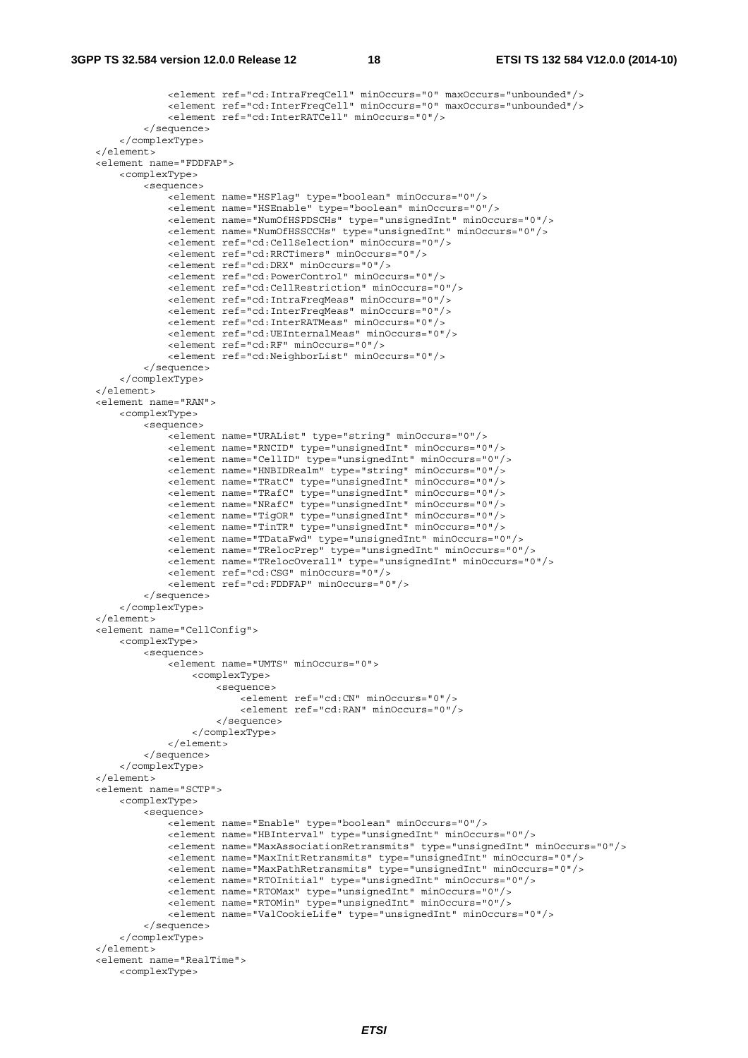```
                <element ref="cd:IntraFreqCell" minOccurs="0" maxOccurs="unbounded"/>
                <element ref="cd:InterFreqCell" minOccurs="0" maxOccurs="unbounded"/>
                <element ref="cd:InterRATCell" minOccurs="0"/>
            </sequence>
        </complexType>
    </element>
    <element name="FDDFAP">
        <complexType>
            <sequence>
                <element name="HSFlag" type="boolean" minOccurs="0"/>
                <element name="HSEnable" type="boolean" minOccurs="0"/>
                <element name="NumOfHSPDSCHs" type="unsignedInt" minOccurs="0"/>
                <element name="NumOfHSSCCHs" type="unsignedInt" minOccurs="0"/>
                <element ref="cd:CellSelection" minOccurs="0"/>
                <element ref="cd:RRCTimers" minOccurs="0"/>
                <element ref="cd:DRX" minOccurs="0"/>
                <element ref="cd:PowerControl" minOccurs="0"/>
                <element ref="cd:CellRestriction" minOccurs="0"/>
                <element ref="cd:IntraFreqMeas" minOccurs="0"/>
                <element ref="cd:InterFreqMeas" minOccurs="0"/>
                <element ref="cd:InterRATMeas" minOccurs="0"/>
                <element ref="cd:UEInternalMeas" minOccurs="0"/>
                <element ref="cd:RF" minOccurs="0"/>
                <element ref="cd:NeighborList" minOccurs="0"/>
            </sequence>
        </complexType>
    </element>
    <element name="RAN">
        <complexType>
            <sequence>
                <element name="URAList" type="string" minOccurs="0"/>
                <element name="RNCID" type="unsignedInt" minOccurs="0"/>
                <element name="CellID" type="unsignedInt" minOccurs="0"/>
                <element name="HNBIDRealm" type="string" minOccurs="0"/>
                <element name="TRatC" type="unsignedInt" minOccurs="0"/>
                <element name="TRafC" type="unsignedInt" minOccurs="0"/>
                <element name="NRafC" type="unsignedInt" minOccurs="0"/>
                <element name="TigOR" type="unsignedInt" minOccurs="0"/>
                <element name="TinTR" type="unsignedInt" minOccurs="0"/>
                <element name="TDataFwd" type="unsignedInt" minOccurs="0"/>
                <element name="TRelocPrep" type="unsignedInt" minOccurs="0"/>
                <element name="TRelocOverall" type="unsignedInt" minOccurs="0"/>
                <element ref="cd:CSG" minOccurs="0"/>
                <element ref="cd:FDDFAP" minOccurs="0"/>
            </sequence>
        </complexType>
    </element>
    <element name="CellConfig">
        <complexType>
            <sequence>
                <element name="UMTS" minOccurs="0">
                    <complexType>
                        <sequence>
                            <element ref="cd:CN" minOccurs="0"/>
                            <element ref="cd:RAN" minOccurs="0"/>
                        </sequence>
                    </complexType>
                </element>
            </sequence>
        </complexType>
    </element>
    <element name="SCTP">
        <complexType>
            <sequence>
                <element name="Enable" type="boolean" minOccurs="0"/>
                <element name="HBInterval" type="unsignedInt" minOccurs="0"/>
                <element name="MaxAssociationRetransmits" type="unsignedInt" minOccurs="0"/>
                <element name="MaxInitRetransmits" type="unsignedInt" minOccurs="0"/>
                <element name="MaxPathRetransmits" type="unsignedInt" minOccurs="0"/>
                <element name="RTOInitial" type="unsignedInt" minOccurs="0"/>
                <element name="RTOMax" type="unsignedInt" minOccurs="0"/>
                <element name="RTOMin" type="unsignedInt" minOccurs="0"/>
                <element name="ValCookieLife" type="unsignedInt" minOccurs="0"/>
            </sequence>
        </complexType>
    </element>
    <element name="RealTime">
        <complexType>
```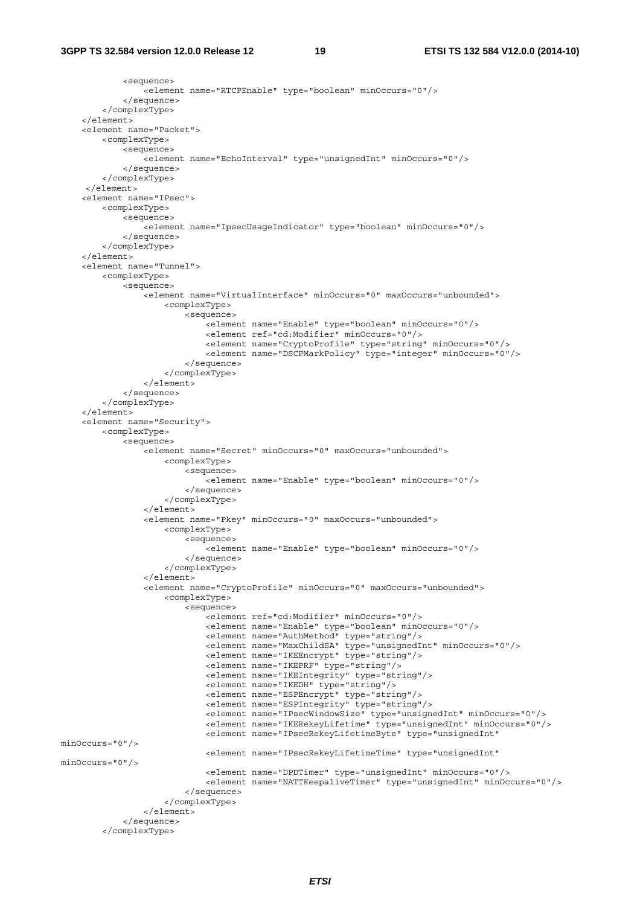```
            <sequence>
                <element name="RTCPEnable" type="boolean" minOccurs="0"/>
            </sequence>
        </complexType>
    </element>
    <element name="Packet">
        <complexType>
            <sequence>
                <element name="EchoInterval" type="unsignedInt" minOccurs="0"/>
            </sequence>
        </complexType>
     </element>
    <element name="IPsec">
        <complexType>
            <sequence>
                <element name="IpsecUsageIndicator" type="boolean" minOccurs="0"/>
            </sequence>
        </complexType>
    </element>
    <element name="Tunnel">
        <complexType>
            <sequence>
                <element name="VirtualInterface" minOccurs="0" maxOccurs="unbounded">
                    <complexType>
                        <sequence>
                            <element name="Enable" type="boolean" minOccurs="0"/>
                            <element ref="cd:Modifier" minOccurs="0"/>
                            <element name="CryptoProfile" type="string" minOccurs="0"/>
                            <element name="DSCPMarkPolicy" type="integer" minOccurs="0"/>
                        </sequence>
                    </complexType>
                </element>
            </sequence>
        </complexType>
    </element>
    <element name="Security">
        <complexType>
            <sequence>
                <element name="Secret" minOccurs="0" maxOccurs="unbounded">
                    <complexType>
                        <sequence>
                            <element name="Enable" type="boolean" minOccurs="0"/>
                        </sequence>
                    </complexType>
                </element>
                <element name="Pkey" minOccurs="0" maxOccurs="unbounded">
                    <complexType>
                        <sequence>
                            <element name="Enable" type="boolean" minOccurs="0"/>
                        </sequence>
                    </complexType>
                </element>
                <element name="CryptoProfile" minOccurs="0" maxOccurs="unbounded">
                    <complexType>
                        <sequence>
                            <element ref="cd:Modifier" minOccurs="0"/>
                            <element name="Enable" type="boolean" minOccurs="0"/>
                            <element name="AuthMethod" type="string"/>
                            <element name="MaxChildSA" type="unsignedInt" minOccurs="0"/>
                            <element name="IKEEncrypt" type="string"/>
                            <element name="IKEPRF" type="string"/>
                            <element name="IKEIntegrity" type="string"/>
                            <element name="IKEDH" type="string"/>
                            <element name="ESPEncrypt" type="string"/>
                            <element name="ESPIntegrity" type="string"/>
                            <element name="IPsecWindowSize" type="unsignedInt" minOccurs="0"/>
                            <element name="IKERekeyLifetime" type="unsignedInt" minOccurs="0"/>
                            <element name="IPsecRekeyLifetimeByte" type="unsignedInt"
minOccurs="0"/>
                            <element name="IPsecRekeyLifetimeTime" type="unsignedInt"
minOccurs="0"/>
                            <element name="DPDTimer" type="unsignedInt" minOccurs="0"/>
                            <element name="NATTKeepaliveTimer" type="unsignedInt" minOccurs="0"/>
                        </sequence>
                    </complexType>
                </element>
            </sequence>
        </complexType>
```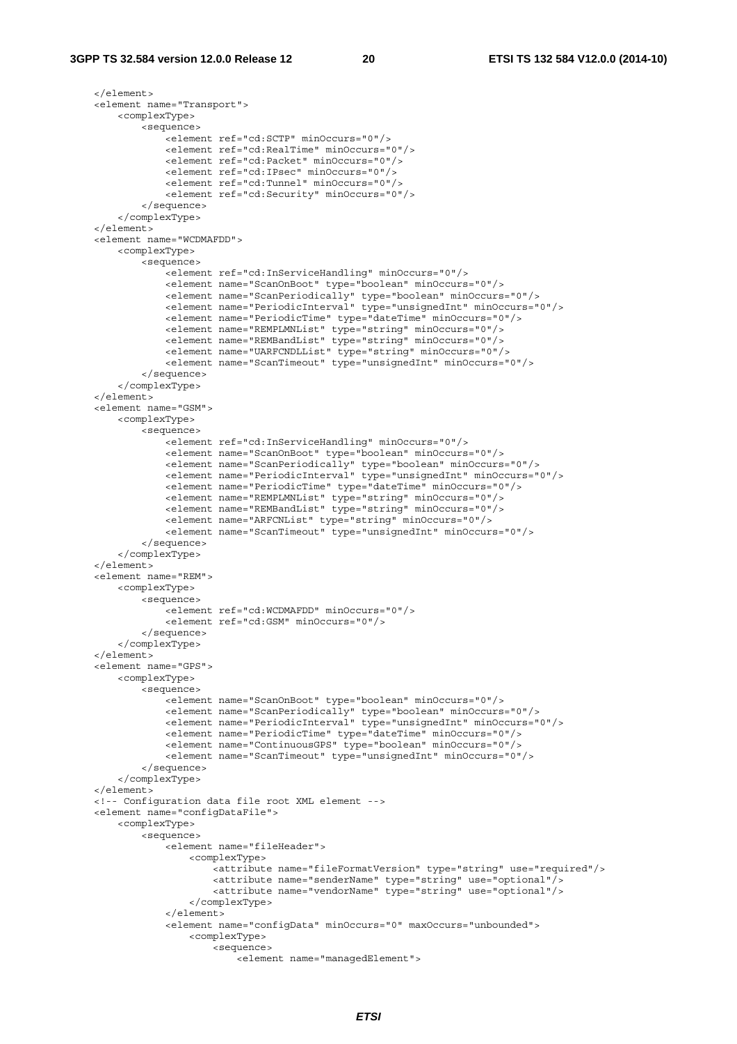```
    </element>
    <element name="Transport">
        <complexType>
            <sequence>
                <element ref="cd:SCTP" minOccurs="0"/>
                <element ref="cd:RealTime" minOccurs="0"/>
                <element ref="cd:Packet" minOccurs="0"/>
                <element ref="cd:IPsec" minOccurs="0"/>
                <element ref="cd:Tunnel" minOccurs="0"/>
                <element ref="cd:Security" minOccurs="0"/>
            </sequence>
        </complexType>
    </element>
    <element name="WCDMAFDD">
        <complexType>
            <sequence>
                <element ref="cd:InServiceHandling" minOccurs="0"/>
                <element name="ScanOnBoot" type="boolean" minOccurs="0"/>
                <element name="ScanPeriodically" type="boolean" minOccurs="0"/>
                <element name="PeriodicInterval" type="unsignedInt" minOccurs="0"/>
                <element name="PeriodicTime" type="dateTime" minOccurs="0"/>
                <element name="REMPLMNList" type="string" minOccurs="0"/>
                <element name="REMBandList" type="string" minOccurs="0"/>
                <element name="UARFCNDLList" type="string" minOccurs="0"/>
                <element name="ScanTimeout" type="unsignedInt" minOccurs="0"/>
            </sequence>
        </complexType>
    </element>
    <element name="GSM">
        <complexType>
            <sequence>
                <element ref="cd:InServiceHandling" minOccurs="0"/>
                <element name="ScanOnBoot" type="boolean" minOccurs="0"/>
                <element name="ScanPeriodically" type="boolean" minOccurs="0"/>
                <element name="PeriodicInterval" type="unsignedInt" minOccurs="0"/>
                <element name="PeriodicTime" type="dateTime" minOccurs="0"/>
                <element name="REMPLMNList" type="string" minOccurs="0"/>
                <element name="REMBandList" type="string" minOccurs="0"/>
                <element name="ARFCNList" type="string" minOccurs="0"/>
                <element name="ScanTimeout" type="unsignedInt" minOccurs="0"/>
            </sequence>
        </complexType>
    </element>
    <element name="REM">
        <complexType>
            <sequence>
                <element ref="cd:WCDMAFDD" minOccurs="0"/>
                <element ref="cd:GSM" minOccurs="0"/>
            </sequence>
        </complexType>
    </element>
    <element name="GPS">
        <complexType>
            <sequence>
                <element name="ScanOnBoot" type="boolean" minOccurs="0"/>
                <element name="ScanPeriodically" type="boolean" minOccurs="0"/>
                <element name="PeriodicInterval" type="unsignedInt" minOccurs="0"/>
                <element name="PeriodicTime" type="dateTime" minOccurs="0"/>
                <element name="ContinuousGPS" type="boolean" minOccurs="0"/>
                <element name="ScanTimeout" type="unsignedInt" minOccurs="0"/>
            </sequence>
        </complexType>
    </element>
    <!-- Configuration data file root XML element -->
    <element name="configDataFile">
        <complexType>
            <sequence>
                <element name="fileHeader">
                    <complexType>
                        <attribute name="fileFormatVersion" type="string" use="required"/>
                        <attribute name="senderName" type="string" use="optional"/>
                        <attribute name="vendorName" type="string" use="optional"/>
                    </complexType>
                </element>
                <element name="configData" minOccurs="0" maxOccurs="unbounded">
                    <complexType>
                        <sequence>
                            <element name="managedElement">
```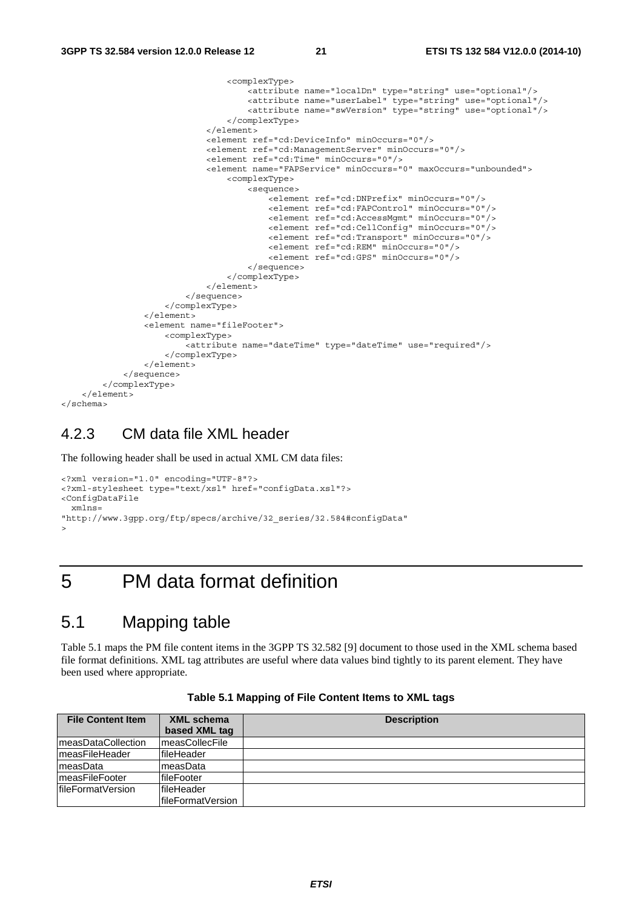```
                                <complexType>
                                    <attribute name="localDn" type="string" use="optional"/>
                                    <attribute name="userLabel" type="string" use="optional"/>
                                    <attribute name="swVersion" type="string" use="optional"/>
                                </complexType>
                            </element>
                            <element ref="cd:DeviceInfo" minOccurs="0"/>
                            <element ref="cd:ManagementServer" minOccurs="0"/>
                            <element ref="cd:Time" minOccurs="0"/>
                            <element name="FAPService" minOccurs="0" maxOccurs="unbounded">
                                <complexType>
                                    <sequence>
                                        <element ref="cd:DNPrefix" minOccurs="0"/>
                                        <element ref="cd:FAPControl" minOccurs="0"/>
                                        <element ref="cd:AccessMgmt" minOccurs="0"/>
                                        <element ref="cd:CellConfig" minOccurs="0"/>
                                        <element ref="cd:Transport" minOccurs="0"/>
                                        <element ref="cd:REM" minOccurs="0"/>
                                        <element ref="cd:GPS" minOccurs="0"/>
                                    </sequence>
                                </complexType>
                            </element>
                        </sequence>
                    </complexType>
                </element>
                <element name="fileFooter">
                    <complexType>
                        <attribute name="dateTime" type="dateTime" use="required"/>
                    </complexType>
                </element>
            </sequence>
        </complexType>
    </element>
</schema>
```

### 4.2.3 CM data file XML header

The following header shall be used in actual XML CM data files:

```
<?xml version="1.0" encoding="UTF-8"?>
<?xml-stylesheet type="text/xsl" href="configData.xsl"?>
<ConfigDataFile
  xmlns=
"http://www.3gpp.org/ftp/specs/archive/32_series/32.584#configData"
>
```

# 5 PM data format definition

## 5.1 Mapping table

Table 5.1 maps the PM file content items in the 3GPP TS 32.582 [9] document to those used in the XML schema based file format definitions. XML tag attributes are useful where data values bind tightly to its parent element. They have been used where appropriate.

**Table 5.1 Mapping of File Content Items to XML tags**

| File Content Item | XML schema based XML tag | Description |
|---|---|---|
| measDataCollection | measCollecFile | |
| measFileHeader | fileHeader | |
| measData | measData | |
| measFileFooter | fileFooter | |
| fileFormatVersion | fileHeader fileFormatVersion | |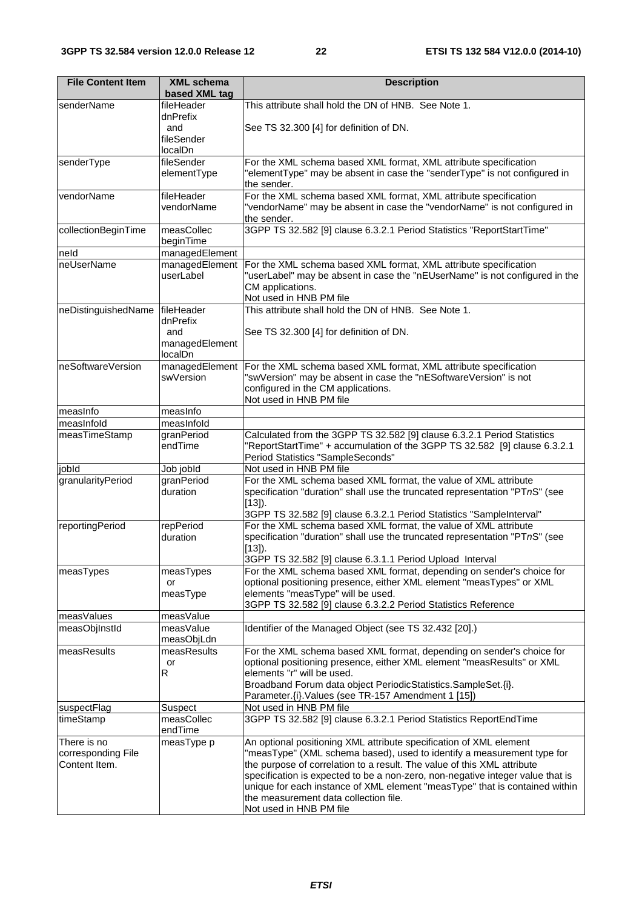| File Content Item | XML schema based XML tag | Description |
| --- | --- | --- |
| senderName | fileHeader dnPrefix and fileSender localDn | This attribute shall hold the DN of HNB. See Note 1. See TS 32.300 [4] for definition of DN. |
| senderType | fileSender elementType | For the XML schema based XML format, XML attribute specification "elementType" may be absent in case the "senderType" is not configured in the sender. |
| vendorName | fileHeader vendorName | For the XML schema based XML format, XML attribute specification "vendorName" may be absent in case the "vendorName" is not configured in the sender. |
| collectionBeginTime | measCollec beginTime | 3GPP TS 32.582 [9] clause 6.3.2.1 Period Statistics "ReportStartTime" |
| neId | managedElement | |
| neUserName | managedElement userLabel | For the XML schema based XML format, XML attribute specification "userLabel" may be absent in case the "nEUserName" is not configured in the CM applications. Not used in HNB PM file |
| neDistinguishedName | fileHeader dnPrefix and managedElement localDn | This attribute shall hold the DN of HNB. See Note 1. See TS 32.300 [4] for definition of DN. |
| neSoftwareVersion | managedElement swVersion | For the XML schema based XML format, XML attribute specification "swVersion" may be absent in case the "nESoftwareVersion" is not configured in the CM applications. Not used in HNB PM file |
| measInfo | measInfo | |
| measInfoId | measInfoId | |
| measTimeStamp | granPeriod endTime | Calculated from the 3GPP TS 32.582 [9] clause 6.3.2.1 Period Statistics "ReportStartTime" + accumulation of the 3GPP TS 32.582 [9] clause 6.3.2.1 Period Statistics "SampleSeconds" |
| jobId | Job jobId | Not used in HNB PM file |
| granularityPeriod | granPeriod duration | For the XML schema based XML format, the value of XML attribute specification "duration" shall use the truncated representation "PT*n*S" (see [13]). 3GPP TS 32.582 [9] clause 6.3.2.1 Period Statistics "SampleInterval" |
| reportingPeriod | repPeriod duration | For the XML schema based XML format, the value of XML attribute specification "duration" shall use the truncated representation "PT*n*S" (see [13]). 3GPP TS 32.582 [9] clause 6.3.1.1 Period Upload Interval |
| measTypes | measTypes or measType | For the XML schema based XML format, depending on sender's choice for optional positioning presence, either XML element "measTypes" or XML elements "measType" will be used. 3GPP TS 32.582 [9] clause 6.3.2.2 Period Statistics Reference |
| measValues | measValue | |
| measObjInstId | measValue measObjLdn | Identifier of the Managed Object (see TS 32.432 [20].) |
| measResults | measResults or R | For the XML schema based XML format, depending on sender's choice for optional positioning presence, either XML element "measResults" or XML elements "r" will be used. Broadband Forum data object PeriodicStatistics.SampleSet.{i}. Parameter.{i}.Values (see TR-157 Amendment 1 [15]) |
| suspectFlag | Suspect | Not used in HNB PM file |
| timeStamp | measCollec endTime | 3GPP TS 32.582 [9] clause 6.3.2.1 Period Statistics ReportEndTime |
| There is no corresponding File Content Item. | measType p | An optional positioning XML attribute specification of XML element "measType" (XML schema based), used to identify a measurement type for the purpose of correlation to a result. The value of this XML attribute specification is expected to be a non-zero, non-negative integer value that is unique for each instance of XML element "measType" that is contained within the measurement data collection file. Not used in HNB PM file |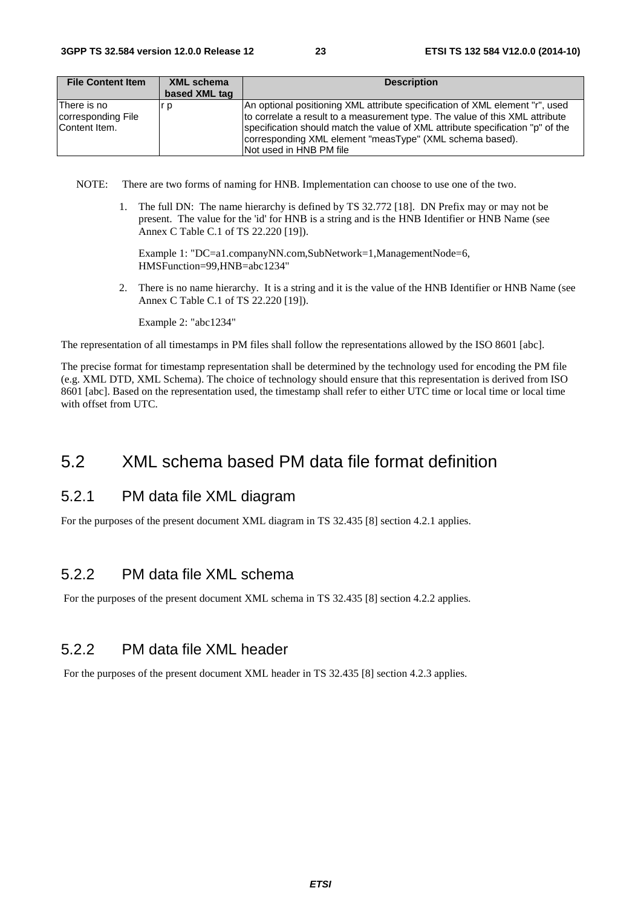| File Content Item | XML schema based XML tag | Description |
|---|---|---|
| There is no corresponding File Content Item. | r p | An optional positioning XML attribute specification of XML element "r", used to correlate a result to a measurement type. The value of this XML attribute specification should match the value of XML attribute specification "p" of the corresponding XML element "measType" (XML schema based). Not used in HNB PM file |

NOTE: There are two forms of naming for HNB. Implementation can choose to use one of the two.

1. The full DN: The name hierarchy is defined by TS 32.772 [18]. DN Prefix may or may not be present. The value for the 'id' for HNB is a string and is the HNB Identifier or HNB Name (see Annex C Table C.1 of TS 22.220 [19]).

   Example 1: "DC=a1.companyNN.com,SubNetwork=1,ManagementNode=6, HMSFunction=99,HNB=abc1234"

2. There is no name hierarchy. It is a string and it is the value of the HNB Identifier or HNB Name (see Annex C Table C.1 of TS 22.220 [19]).

   Example 2: "abc1234"

The representation of all timestamps in PM files shall follow the representations allowed by the ISO 8601 [abc].

The precise format for timestamp representation shall be determined by the technology used for encoding the PM file (e.g. XML DTD, XML Schema). The choice of technology should ensure that this representation is derived from ISO 8601 [abc]. Based on the representation used, the timestamp shall refer to either UTC time or local time or local time with offset from UTC.

## 5.2 XML schema based PM data file format definition

### 5.2.1 PM data file XML diagram

For the purposes of the present document XML diagram in TS 32.435 [8] section 4.2.1 applies.

### 5.2.2 PM data file XML schema

For the purposes of the present document XML schema in TS 32.435 [8] section 4.2.2 applies.

### 5.2.2 PM data file XML header

For the purposes of the present document XML header in TS 32.435 [8] section 4.2.3 applies.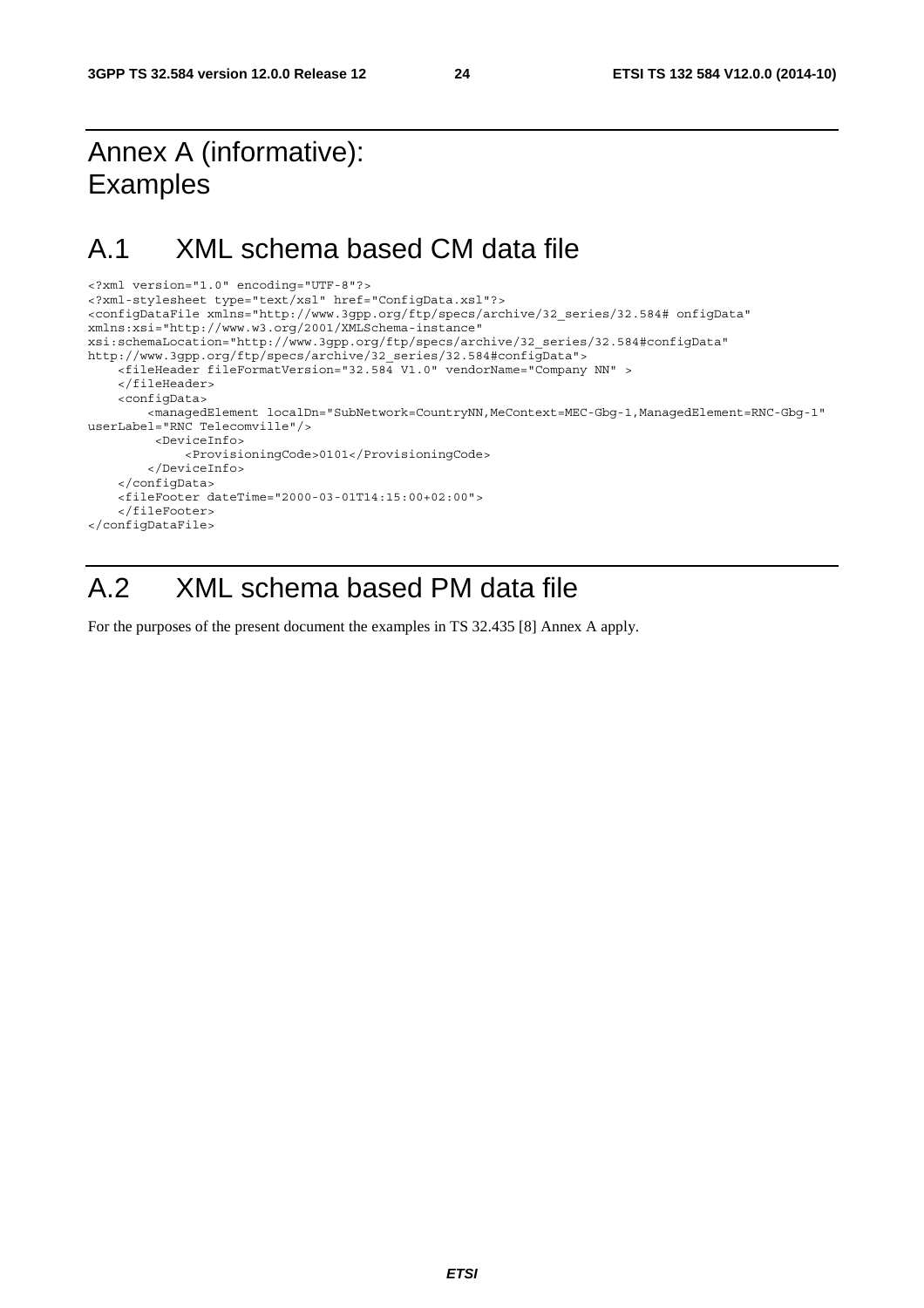# Annex A (informative): Examples

# A.1 XML schema based CM data file

```
<?xml version="1.0" encoding="UTF-8"?>
<?xml-stylesheet type="text/xsl" href="ConfigData.xsl"?>
<configDataFile xmlns="http://www.3gpp.org/ftp/specs/archive/32_series/32.584# onfigData"
xmlns:xsi="http://www.w3.org/2001/XMLSchema-instance"
xsi:schemaLocation="http://www.3gpp.org/ftp/specs/archive/32_series/32.584#configData"
http://www.3gpp.org/ftp/specs/archive/32_series/32.584#configData">
    <fileHeader fileFormatVersion="32.584 V1.0" vendorName="Company NN" >
    </fileHeader>
    <configData>
        <managedElement localDn="SubNetwork=CountryNN,MeContext=MEC-Gbg-1,ManagedElement=RNC-Gbg-1"
userLabel="RNC Telecomville"/>
         <DeviceInfo>
             <ProvisioningCode>0101</ProvisioningCode>
        </DeviceInfo>
    </configData>
    <fileFooter dateTime="2000-03-01T14:15:00+02:00">
    </fileFooter>
</configDataFile>
```

# A.2 XML schema based PM data file

For the purposes of the present document the examples in TS 32.435 [8] Annex A apply.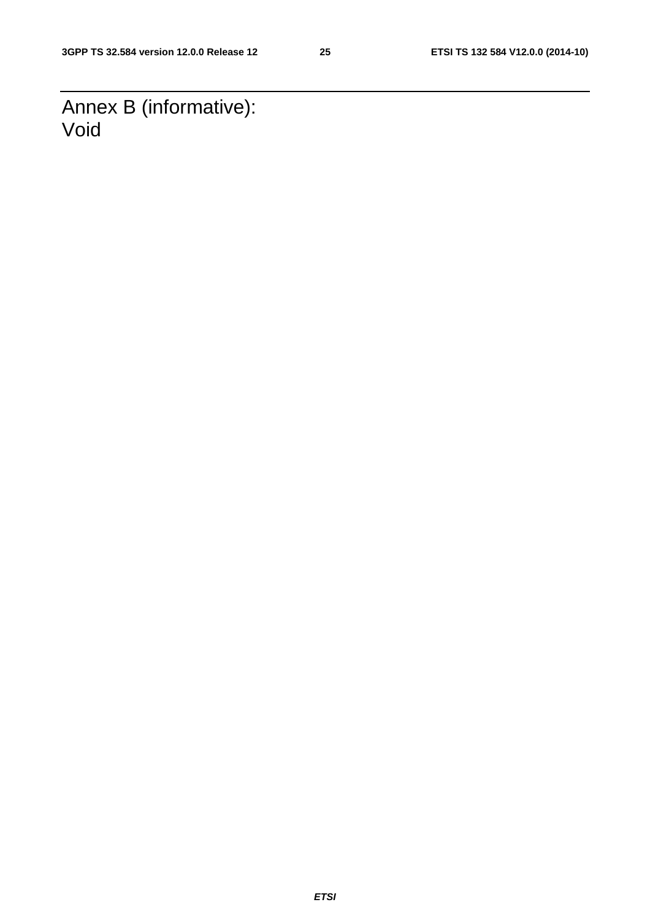# Annex B (informative): Void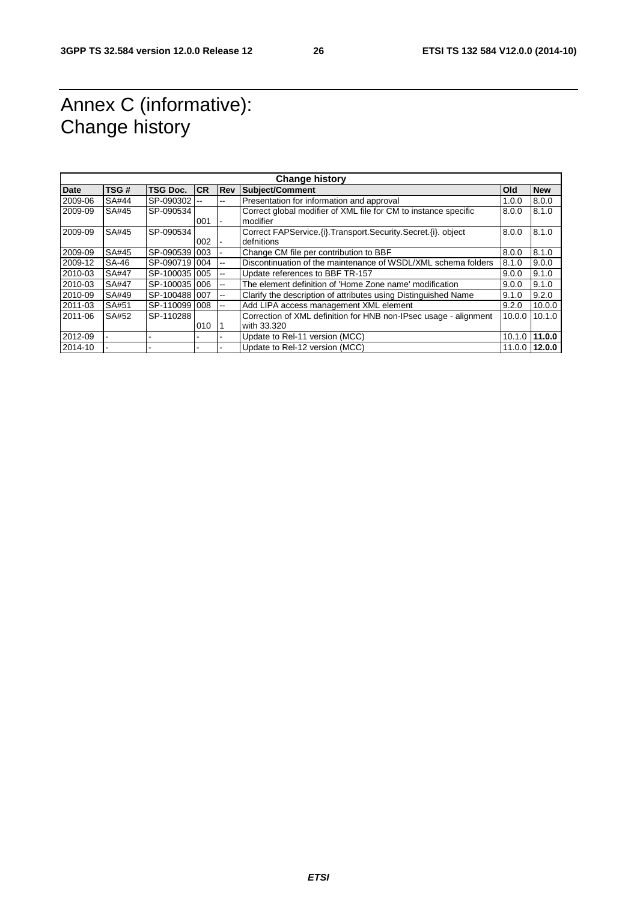# Annex C (informative): Change history

| Change history | | | | | | | |
|---|---|---|---|---|---|---|---|
| **Date** | **TSG #** | **TSG Doc.** | **CR** | **Rev** | **Subject/Comment** | **Old** | **New** |
| 2009-06 | SA#44 | SP-090302 | -- | -- | Presentation for information and approval | 1.0.0 | 8.0.0 |
| 2009-09 | SA#45 | SP-090534 | 001 | - | Correct global modifier of XML file for CM to instance specific modifier | 8.0.0 | 8.1.0 |
| 2009-09 | SA#45 | SP-090534 | 002 | - | Correct FAPService.{i}.Transport.Security.Secret.{i}. object defnitions | 8.0.0 | 8.1.0 |
| 2009-09 | SA#45 | SP-090539 | 003 | - | Change CM file per contribution to BBF | 8.0.0 | 8.1.0 |
| 2009-12 | SA-46 | SP-090719 | 004 | -- | Discontinuation of the maintenance of WSDL/XML schema folders | 8.1.0 | 9.0.0 |
| 2010-03 | SA#47 | SP-100035 | 005 | -- | Update references to BBF TR-157 | 9.0.0 | 9.1.0 |
| 2010-03 | SA#47 | SP-100035 | 006 | -- | The element definition of 'Home Zone name' modification | 9.0.0 | 9.1.0 |
| 2010-09 | SA#49 | SP-100488 | 007 | -- | Clarify the description of attributes using Distinguished Name | 9.1.0 | 9.2.0 |
| 2011-03 | SA#51 | SP-110099 | 008 | -- | Add LIPA access management XML element | 9.2.0 | 10.0.0 |
| 2011-06 | SA#52 | SP-110288 | 010 | 1 | Correction of XML definition for HNB non-IPsec usage - alignment with 33.320 | 10.0.0 | 10.1.0 |
| 2012-09 | - | - | - | - | Update to Rel-11 version (MCC) | 10.1.0 | **11.0.0** |
| 2014-10 | - | - | - | - | Update to Rel-12 version (MCC) | 11.0.0 | **12.0.0** |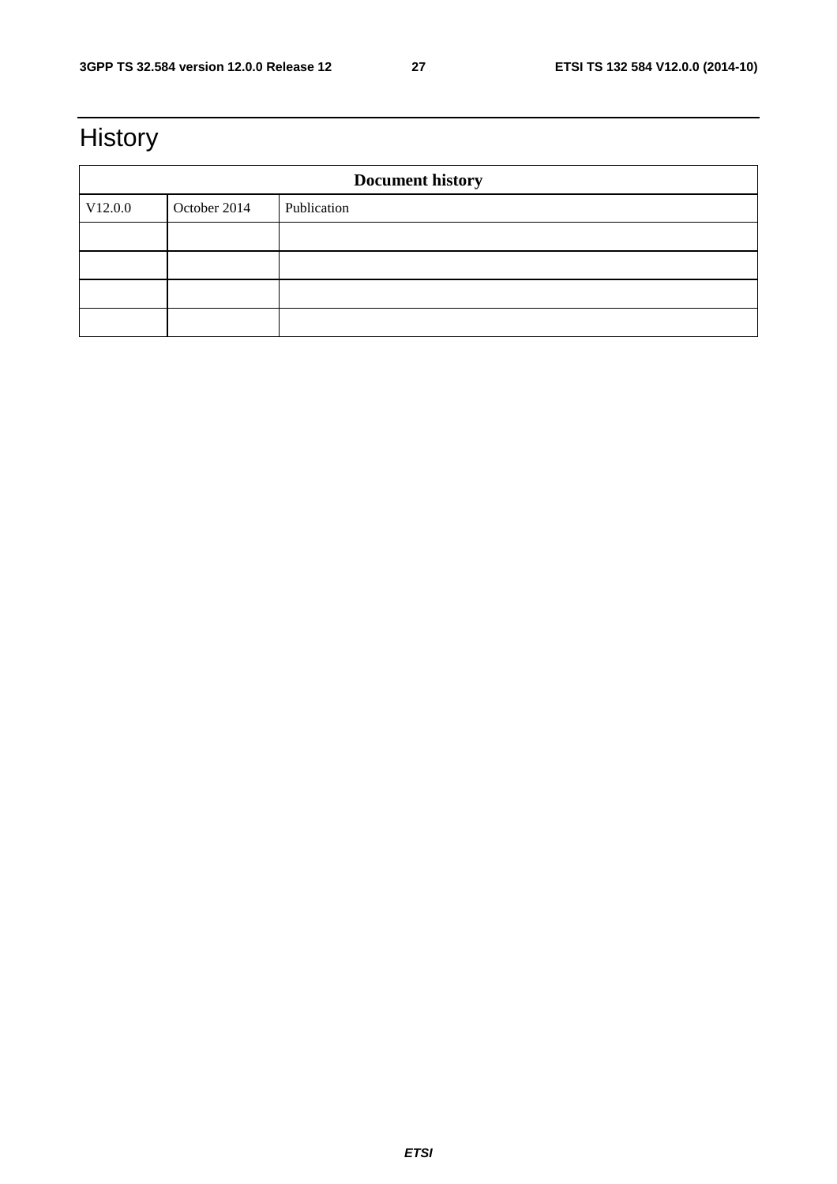# History

| Document history | | |
|---|---|---|
| V12.0.0 | October 2014 | Publication |
| | | |
| | | |
| | | |
| | | |